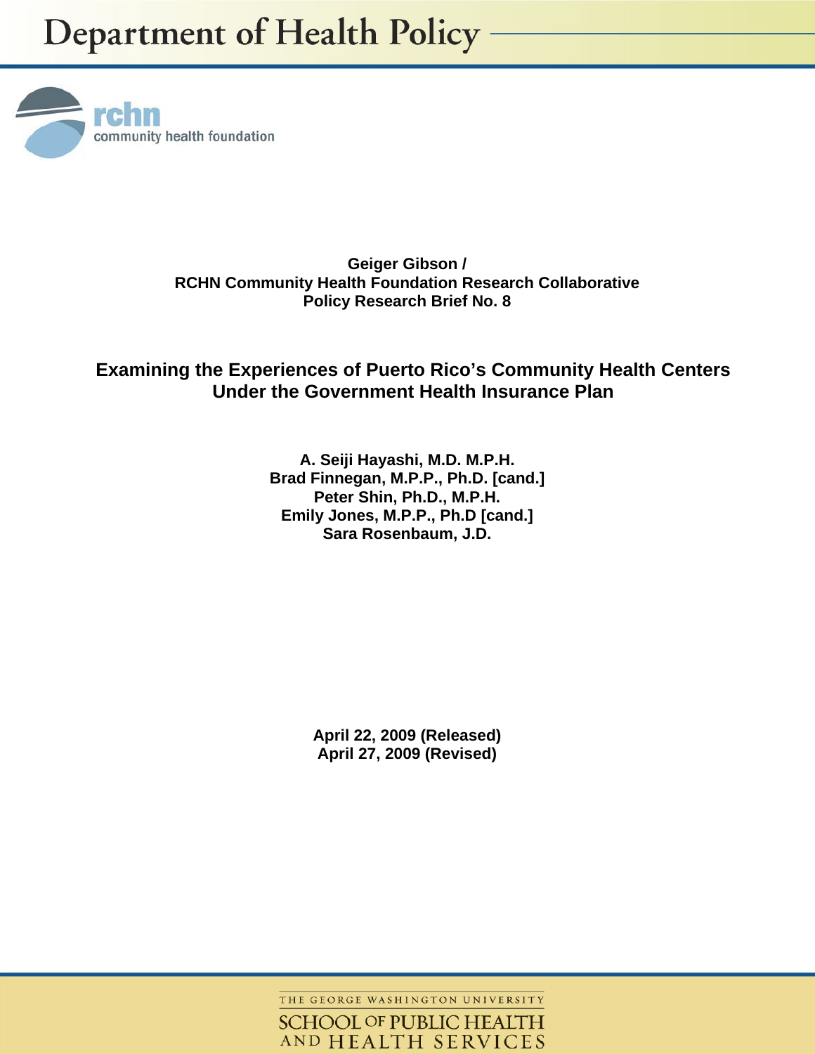Department of Health Policy

rchn community health foundation

**Geiger Gibson /**
**RCHN Community Health Foundation Research Collaborative**
**Policy Research Brief No. 8**

# Examining the Experiences of Puerto Rico's Community Health Centers Under the Government Health Insurance Plan

**A. Seiji Hayashi, M.D. M.P.H.**
**Brad Finnegan, M.P.P., Ph.D. [cand.]**
**Peter Shin, Ph.D., M.P.H.**
**Emily Jones, M.P.P., Ph.D [cand.]**
**Sara Rosenbaum, J.D.**

**April 22, 2009 (Released)**
**April 27, 2009 (Revised)**

THE GEORGE WASHINGTON UNIVERSITY
SCHOOL OF PUBLIC HEALTH AND HEALTH SERVICES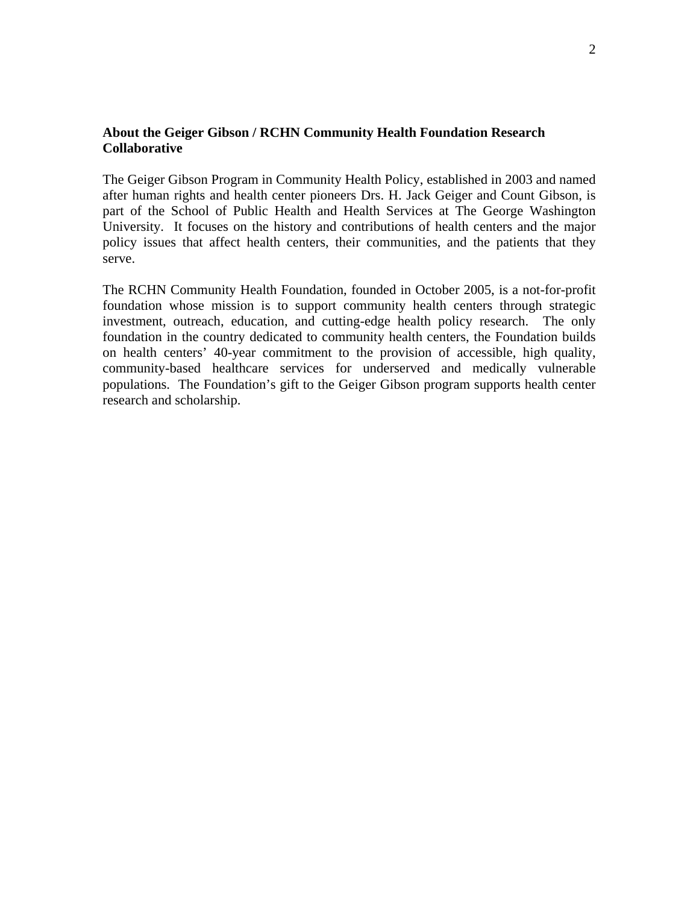**About the Geiger Gibson / RCHN Community Health Foundation Research Collaborative**

The Geiger Gibson Program in Community Health Policy, established in 2003 and named after human rights and health center pioneers Drs. H. Jack Geiger and Count Gibson, is part of the School of Public Health and Health Services at The George Washington University. It focuses on the history and contributions of health centers and the major policy issues that affect health centers, their communities, and the patients that they serve.

The RCHN Community Health Foundation, founded in October 2005, is a not-for-profit foundation whose mission is to support community health centers through strategic investment, outreach, education, and cutting-edge health policy research. The only foundation in the country dedicated to community health centers, the Foundation builds on health centers' 40-year commitment to the provision of accessible, high quality, community-based healthcare services for underserved and medically vulnerable populations. The Foundation's gift to the Geiger Gibson program supports health center research and scholarship.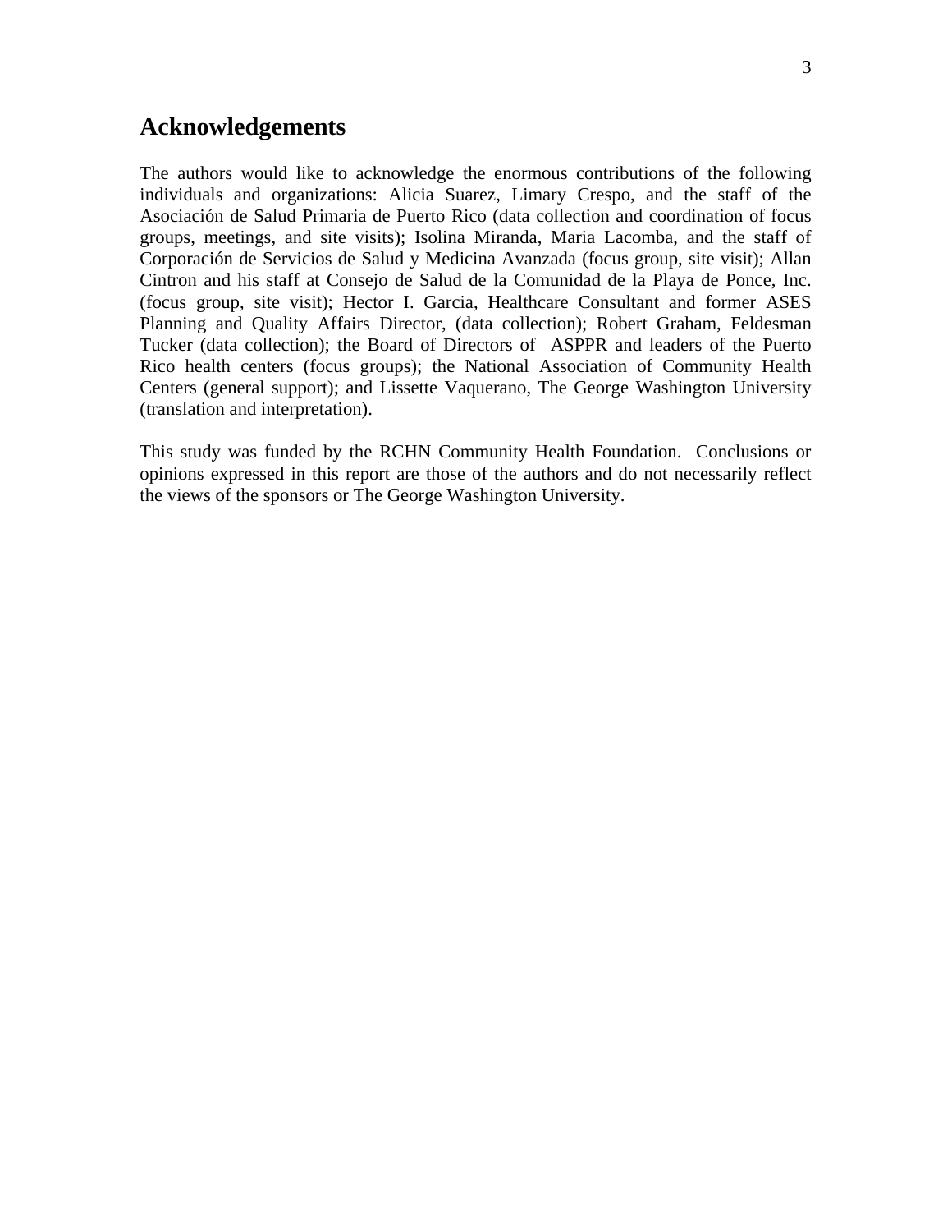## Acknowledgements

The authors would like to acknowledge the enormous contributions of the following individuals and organizations: Alicia Suarez, Limary Crespo, and the staff of the Asociación de Salud Primaria de Puerto Rico (data collection and coordination of focus groups, meetings, and site visits); Isolina Miranda, Maria Lacomba, and the staff of Corporación de Servicios de Salud y Medicina Avanzada (focus group, site visit); Allan Cintron and his staff at Consejo de Salud de la Comunidad de la Playa de Ponce, Inc. (focus group, site visit); Hector I. Garcia, Healthcare Consultant and former ASES Planning and Quality Affairs Director, (data collection); Robert Graham, Feldesman Tucker (data collection); the Board of Directors of ASPPR and leaders of the Puerto Rico health centers (focus groups); the National Association of Community Health Centers (general support); and Lissette Vaquerano, The George Washington University (translation and interpretation).

This study was funded by the RCHN Community Health Foundation. Conclusions or opinions expressed in this report are those of the authors and do not necessarily reflect the views of the sponsors or The George Washington University.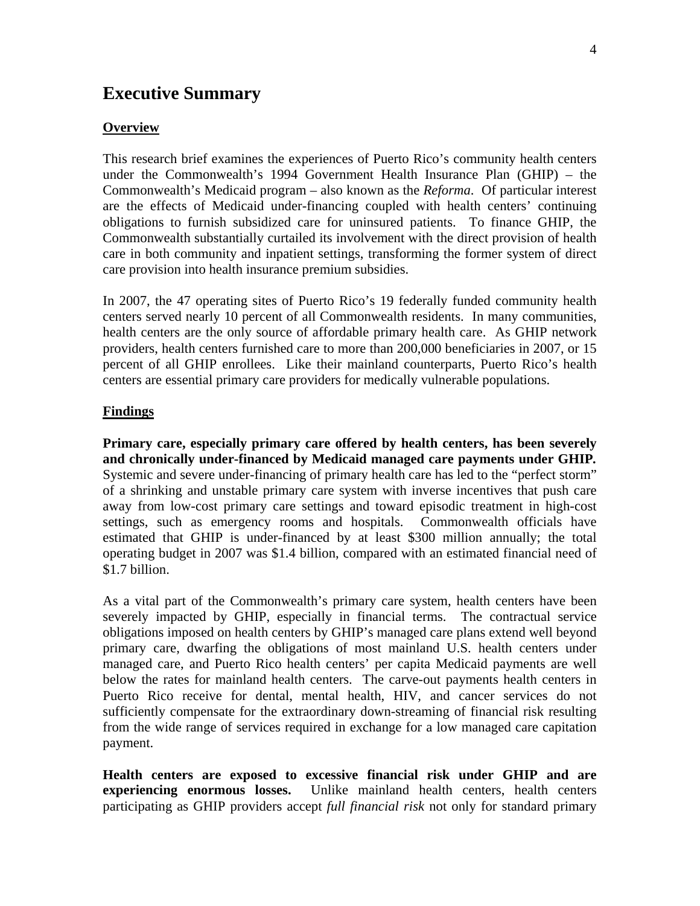# Executive Summary

## Overview

This research brief examines the experiences of Puerto Rico's community health centers under the Commonwealth's 1994 Government Health Insurance Plan (GHIP) – the Commonwealth's Medicaid program – also known as the *Reforma*. Of particular interest are the effects of Medicaid under-financing coupled with health centers' continuing obligations to furnish subsidized care for uninsured patients. To finance GHIP, the Commonwealth substantially curtailed its involvement with the direct provision of health care in both community and inpatient settings, transforming the former system of direct care provision into health insurance premium subsidies.

In 2007, the 47 operating sites of Puerto Rico's 19 federally funded community health centers served nearly 10 percent of all Commonwealth residents. In many communities, health centers are the only source of affordable primary health care. As GHIP network providers, health centers furnished care to more than 200,000 beneficiaries in 2007, or 15 percent of all GHIP enrollees. Like their mainland counterparts, Puerto Rico's health centers are essential primary care providers for medically vulnerable populations.

## Findings

**Primary care, especially primary care offered by health centers, has been severely and chronically under-financed by Medicaid managed care payments under GHIP.** Systemic and severe under-financing of primary health care has led to the "perfect storm" of a shrinking and unstable primary care system with inverse incentives that push care away from low-cost primary care settings and toward episodic treatment in high-cost settings, such as emergency rooms and hospitals. Commonwealth officials have estimated that GHIP is under-financed by at least $300 million annually; the total operating budget in 2007 was $1.4 billion, compared with an estimated financial need of $1.7 billion.

As a vital part of the Commonwealth's primary care system, health centers have been severely impacted by GHIP, especially in financial terms. The contractual service obligations imposed on health centers by GHIP's managed care plans extend well beyond primary care, dwarfing the obligations of most mainland U.S. health centers under managed care, and Puerto Rico health centers' per capita Medicaid payments are well below the rates for mainland health centers. The carve-out payments health centers in Puerto Rico receive for dental, mental health, HIV, and cancer services do not sufficiently compensate for the extraordinary down-streaming of financial risk resulting from the wide range of services required in exchange for a low managed care capitation payment.

**Health centers are exposed to excessive financial risk under GHIP and are experiencing enormous losses.** Unlike mainland health centers, health centers participating as GHIP providers accept *full financial risk* not only for standard primary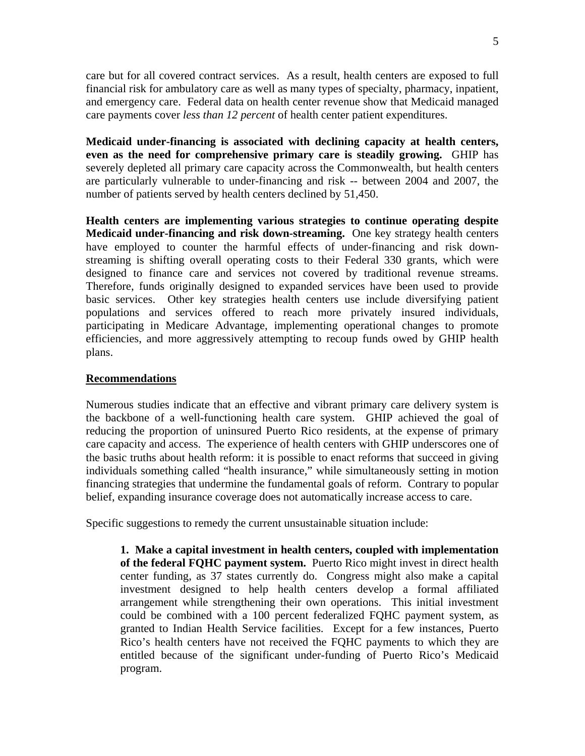care but for all covered contract services. As a result, health centers are exposed to full financial risk for ambulatory care as well as many types of specialty, pharmacy, inpatient, and emergency care. Federal data on health center revenue show that Medicaid managed care payments cover *less than 12 percent* of health center patient expenditures.

**Medicaid under-financing is associated with declining capacity at health centers, even as the need for comprehensive primary care is steadily growing.** GHIP has severely depleted all primary care capacity across the Commonwealth, but health centers are particularly vulnerable to under-financing and risk -- between 2004 and 2007, the number of patients served by health centers declined by 51,450.

**Health centers are implementing various strategies to continue operating despite Medicaid under-financing and risk down-streaming.** One key strategy health centers have employed to counter the harmful effects of under-financing and risk down-streaming is shifting overall operating costs to their Federal 330 grants, which were designed to finance care and services not covered by traditional revenue streams. Therefore, funds originally designed to expanded services have been used to provide basic services. Other key strategies health centers use include diversifying patient populations and services offered to reach more privately insured individuals, participating in Medicare Advantage, implementing operational changes to promote efficiencies, and more aggressively attempting to recoup funds owed by GHIP health plans.

## Recommendations

Numerous studies indicate that an effective and vibrant primary care delivery system is the backbone of a well-functioning health care system. GHIP achieved the goal of reducing the proportion of uninsured Puerto Rico residents, at the expense of primary care capacity and access. The experience of health centers with GHIP underscores one of the basic truths about health reform: it is possible to enact reforms that succeed in giving individuals something called "health insurance," while simultaneously setting in motion financing strategies that undermine the fundamental goals of reform. Contrary to popular belief, expanding insurance coverage does not automatically increase access to care.

Specific suggestions to remedy the current unsustainable situation include:

> **1. Make a capital investment in health centers, coupled with implementation of the federal FQHC payment system.** Puerto Rico might invest in direct health center funding, as 37 states currently do. Congress might also make a capital investment designed to help health centers develop a formal affiliated arrangement while strengthening their own operations. This initial investment could be combined with a 100 percent federalized FQHC payment system, as granted to Indian Health Service facilities. Except for a few instances, Puerto Rico's health centers have not received the FQHC payments to which they are entitled because of the significant under-funding of Puerto Rico's Medicaid program.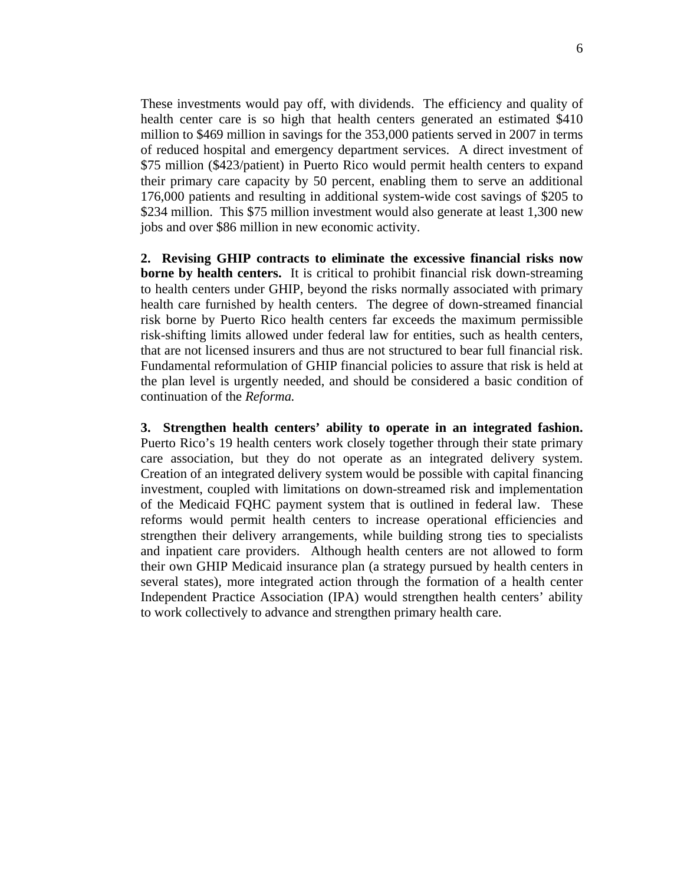These investments would pay off, with dividends. The efficiency and quality of health center care is so high that health centers generated an estimated $410 million to $469 million in savings for the 353,000 patients served in 2007 in terms of reduced hospital and emergency department services. A direct investment of $75 million ($423/patient) in Puerto Rico would permit health centers to expand their primary care capacity by 50 percent, enabling them to serve an additional 176,000 patients and resulting in additional system-wide cost savings of $205 to $234 million. This $75 million investment would also generate at least 1,300 new jobs and over $86 million in new economic activity.

**2. Revising GHIP contracts to eliminate the excessive financial risks now borne by health centers.** It is critical to prohibit financial risk down-streaming to health centers under GHIP, beyond the risks normally associated with primary health care furnished by health centers. The degree of down-streamed financial risk borne by Puerto Rico health centers far exceeds the maximum permissible risk-shifting limits allowed under federal law for entities, such as health centers, that are not licensed insurers and thus are not structured to bear full financial risk. Fundamental reformulation of GHIP financial policies to assure that risk is held at the plan level is urgently needed, and should be considered a basic condition of continuation of the *Reforma.*

**3. Strengthen health centers' ability to operate in an integrated fashion.** Puerto Rico's 19 health centers work closely together through their state primary care association, but they do not operate as an integrated delivery system. Creation of an integrated delivery system would be possible with capital financing investment, coupled with limitations on down-streamed risk and implementation of the Medicaid FQHC payment system that is outlined in federal law. These reforms would permit health centers to increase operational efficiencies and strengthen their delivery arrangements, while building strong ties to specialists and inpatient care providers. Although health centers are not allowed to form their own GHIP Medicaid insurance plan (a strategy pursued by health centers in several states), more integrated action through the formation of a health center Independent Practice Association (IPA) would strengthen health centers' ability to work collectively to advance and strengthen primary health care.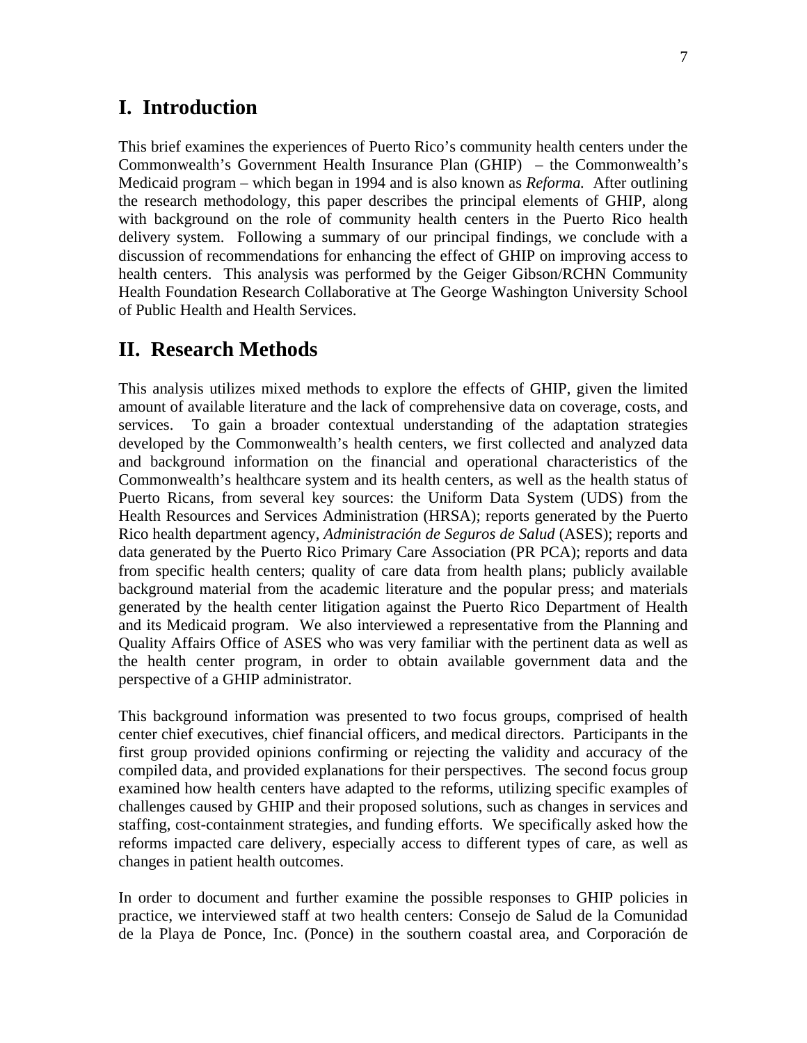## I. Introduction

This brief examines the experiences of Puerto Rico's community health centers under the Commonwealth's Government Health Insurance Plan (GHIP) – the Commonwealth's Medicaid program – which began in 1994 and is also known as *Reforma.* After outlining the research methodology, this paper describes the principal elements of GHIP, along with background on the role of community health centers in the Puerto Rico health delivery system. Following a summary of our principal findings, we conclude with a discussion of recommendations for enhancing the effect of GHIP on improving access to health centers. This analysis was performed by the Geiger Gibson/RCHN Community Health Foundation Research Collaborative at The George Washington University School of Public Health and Health Services.

## II. Research Methods

This analysis utilizes mixed methods to explore the effects of GHIP, given the limited amount of available literature and the lack of comprehensive data on coverage, costs, and services. To gain a broader contextual understanding of the adaptation strategies developed by the Commonwealth's health centers, we first collected and analyzed data and background information on the financial and operational characteristics of the Commonwealth's healthcare system and its health centers, as well as the health status of Puerto Ricans, from several key sources: the Uniform Data System (UDS) from the Health Resources and Services Administration (HRSA); reports generated by the Puerto Rico health department agency, *Administración de Seguros de Salud* (ASES); reports and data generated by the Puerto Rico Primary Care Association (PR PCA); reports and data from specific health centers; quality of care data from health plans; publicly available background material from the academic literature and the popular press; and materials generated by the health center litigation against the Puerto Rico Department of Health and its Medicaid program. We also interviewed a representative from the Planning and Quality Affairs Office of ASES who was very familiar with the pertinent data as well as the health center program, in order to obtain available government data and the perspective of a GHIP administrator.

This background information was presented to two focus groups, comprised of health center chief executives, chief financial officers, and medical directors. Participants in the first group provided opinions confirming or rejecting the validity and accuracy of the compiled data, and provided explanations for their perspectives. The second focus group examined how health centers have adapted to the reforms, utilizing specific examples of challenges caused by GHIP and their proposed solutions, such as changes in services and staffing, cost-containment strategies, and funding efforts. We specifically asked how the reforms impacted care delivery, especially access to different types of care, as well as changes in patient health outcomes.

In order to document and further examine the possible responses to GHIP policies in practice, we interviewed staff at two health centers: Consejo de Salud de la Comunidad de la Playa de Ponce, Inc. (Ponce) in the southern coastal area, and Corporación de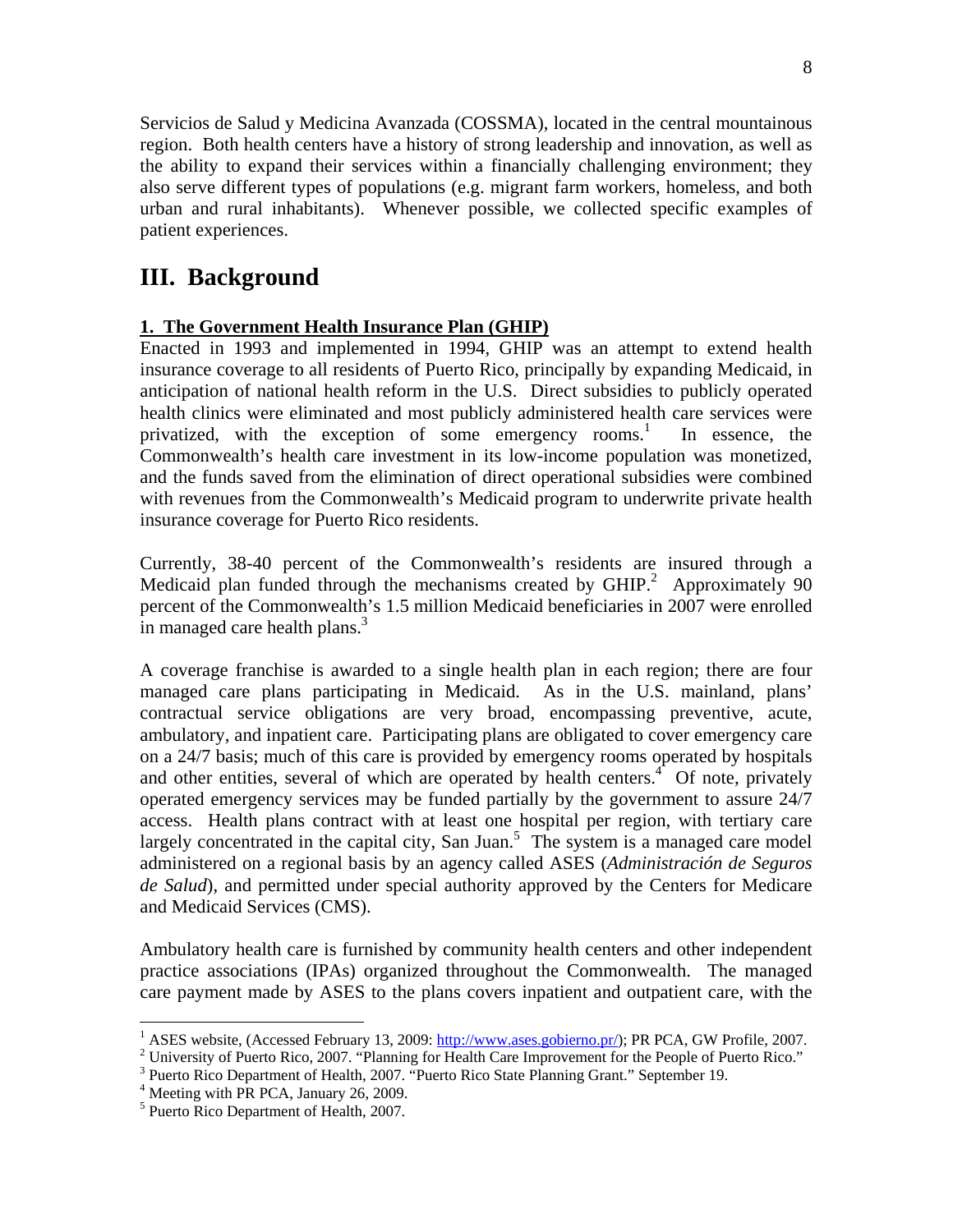Servicios de Salud y Medicina Avanzada (COSSMA), located in the central mountainous region. Both health centers have a history of strong leadership and innovation, as well as the ability to expand their services within a financially challenging environment; they also serve different types of populations (e.g. migrant farm workers, homeless, and both urban and rural inhabitants). Whenever possible, we collected specific examples of patient experiences.

# III. Background

**1. The Government Health Insurance Plan (GHIP)**

Enacted in 1993 and implemented in 1994, GHIP was an attempt to extend health insurance coverage to all residents of Puerto Rico, principally by expanding Medicaid, in anticipation of national health reform in the U.S. Direct subsidies to publicly operated health clinics were eliminated and most publicly administered health care services were privatized, with the exception of some emergency rooms.[1] In essence, the Commonwealth's health care investment in its low-income population was monetized, and the funds saved from the elimination of direct operational subsidies were combined with revenues from the Commonwealth's Medicaid program to underwrite private health insurance coverage for Puerto Rico residents.

Currently, 38-40 percent of the Commonwealth's residents are insured through a Medicaid plan funded through the mechanisms created by GHIP.[2] Approximately 90 percent of the Commonwealth's 1.5 million Medicaid beneficiaries in 2007 were enrolled in managed care health plans.[3]

A coverage franchise is awarded to a single health plan in each region; there are four managed care plans participating in Medicaid. As in the U.S. mainland, plans' contractual service obligations are very broad, encompassing preventive, acute, ambulatory, and inpatient care. Participating plans are obligated to cover emergency care on a 24/7 basis; much of this care is provided by emergency rooms operated by hospitals and other entities, several of which are operated by health centers.[4] Of note, privately operated emergency services may be funded partially by the government to assure 24/7 access. Health plans contract with at least one hospital per region, with tertiary care largely concentrated in the capital city, San Juan.[5] The system is a managed care model administered on a regional basis by an agency called ASES (*Administración de Seguros de Salud*), and permitted under special authority approved by the Centers for Medicare and Medicaid Services (CMS).

Ambulatory health care is furnished by community health centers and other independent practice associations (IPAs) organized throughout the Commonwealth. The managed care payment made by ASES to the plans covers inpatient and outpatient care, with the

---

[1] ASES website, (Accessed February 13, 2009: http://www.ases.gobierno.pr/); PR PCA, GW Profile, 2007.

[2] University of Puerto Rico, 2007. "Planning for Health Care Improvement for the People of Puerto Rico."

[3] Puerto Rico Department of Health, 2007. "Puerto Rico State Planning Grant." September 19.

[4] Meeting with PR PCA, January 26, 2009.

[5] Puerto Rico Department of Health, 2007.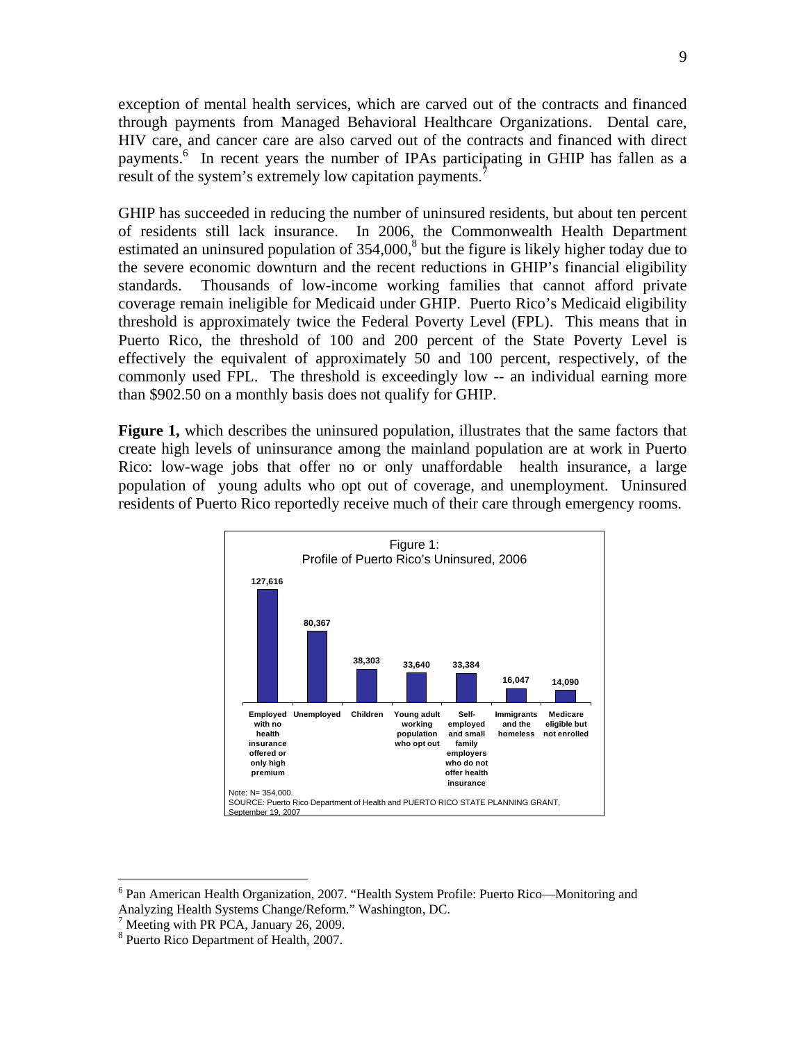exception of mental health services, which are carved out of the contracts and financed through payments from Managed Behavioral Healthcare Organizations. Dental care, HIV care, and cancer care are also carved out of the contracts and financed with direct payments.[6] In recent years the number of IPAs participating in GHIP has fallen as a result of the system's extremely low capitation payments.[7]

GHIP has succeeded in reducing the number of uninsured residents, but about ten percent of residents still lack insurance. In 2006, the Commonwealth Health Department estimated an uninsured population of 354,000,[8] but the figure is likely higher today due to the severe economic downturn and the recent reductions in GHIP's financial eligibility standards. Thousands of low-income working families that cannot afford private coverage remain ineligible for Medicaid under GHIP. Puerto Rico's Medicaid eligibility threshold is approximately twice the Federal Poverty Level (FPL). This means that in Puerto Rico, the threshold of 100 and 200 percent of the State Poverty Level is effectively the equivalent of approximately 50 and 100 percent, respectively, of the commonly used FPL. The threshold is exceedingly low -- an individual earning more than $902.50 on a monthly basis does not qualify for GHIP.

**Figure 1,** which describes the uninsured population, illustrates that the same factors that create high levels of uninsurance among the mainland population are at work in Puerto Rico: low-wage jobs that offer no or only unaffordable health insurance, a large population of young adults who opt out of coverage, and unemployment. Uninsured residents of Puerto Rico reportedly receive much of their care through emergency rooms.

Figure 1:
Profile of Puerto Rico's Uninsured, 2006

| Category | Number |
|---|---|
| Employed with no health insurance offered or only high premium | 127,616 |
| Unemployed | 80,367 |
| Children | 38,303 |
| Young adult working population who opt out | 33,640 |
| Self-employed and small family employers who do not offer health insurance | 33,384 |
| Immigrants and the homeless | 16,047 |
| Medicare eligible but not enrolled | 14,090 |

Note: N= 354,000.
SOURCE: Puerto Rico Department of Health and PUERTO RICO STATE PLANNING GRANT, September 19, 2007

---

[6] Pan American Health Organization, 2007. "Health System Profile: Puerto Rico—Monitoring and Analyzing Health Systems Change/Reform." Washington, DC.

[7] Meeting with PR PCA, January 26, 2009.

[8] Puerto Rico Department of Health, 2007.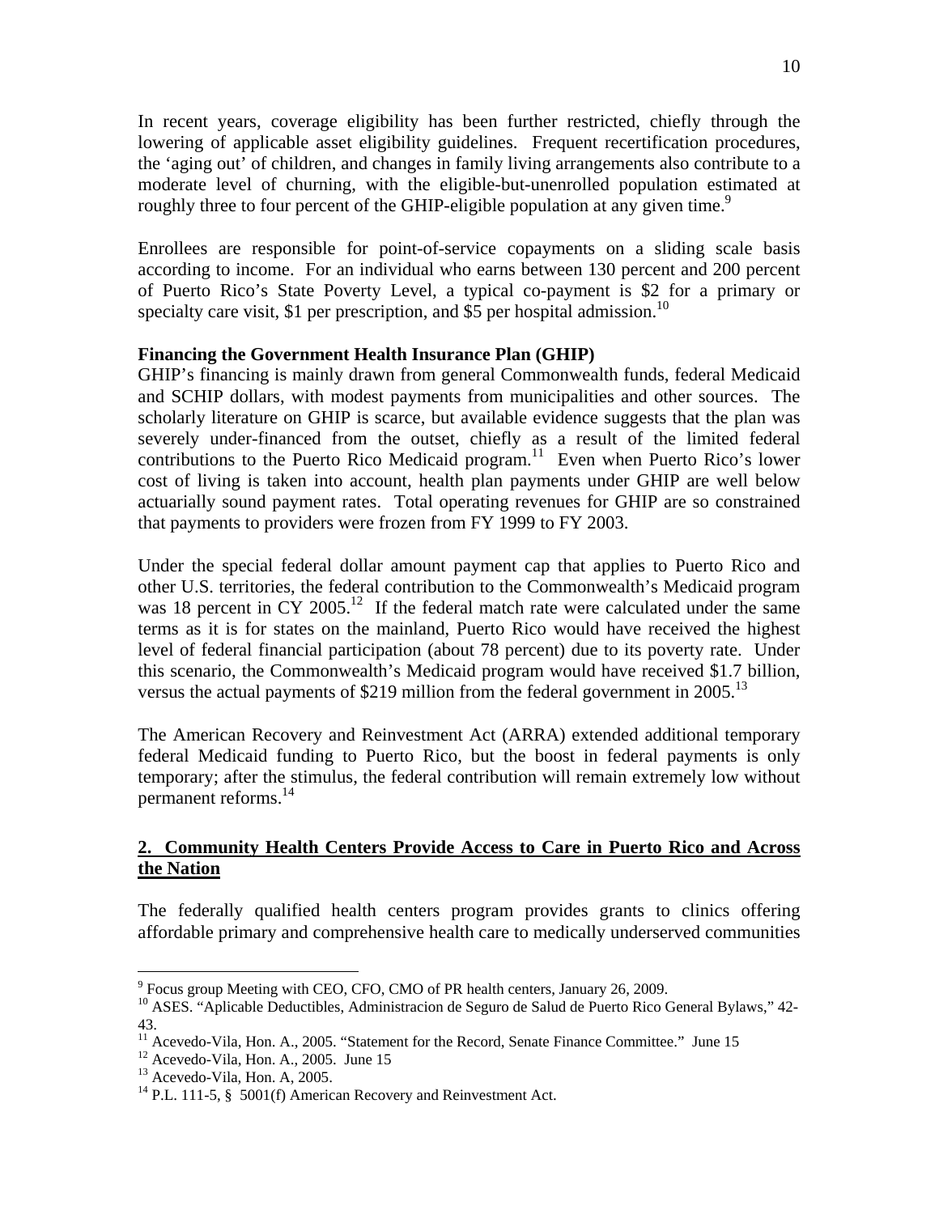In recent years, coverage eligibility has been further restricted, chiefly through the lowering of applicable asset eligibility guidelines. Frequent recertification procedures, the 'aging out' of children, and changes in family living arrangements also contribute to a moderate level of churning, with the eligible-but-unenrolled population estimated at roughly three to four percent of the GHIP-eligible population at any given time.[9]

Enrollees are responsible for point-of-service copayments on a sliding scale basis according to income. For an individual who earns between 130 percent and 200 percent of Puerto Rico's State Poverty Level, a typical co-payment is $2 for a primary or specialty care visit, $1 per prescription, and $5 per hospital admission.[10]

**Financing the Government Health Insurance Plan (GHIP)**

GHIP's financing is mainly drawn from general Commonwealth funds, federal Medicaid and SCHIP dollars, with modest payments from municipalities and other sources. The scholarly literature on GHIP is scarce, but available evidence suggests that the plan was severely under-financed from the outset, chiefly as a result of the limited federal contributions to the Puerto Rico Medicaid program.[11] Even when Puerto Rico's lower cost of living is taken into account, health plan payments under GHIP are well below actuarially sound payment rates. Total operating revenues for GHIP are so constrained that payments to providers were frozen from FY 1999 to FY 2003.

Under the special federal dollar amount payment cap that applies to Puerto Rico and other U.S. territories, the federal contribution to the Commonwealth's Medicaid program was 18 percent in CY 2005.[12] If the federal match rate were calculated under the same terms as it is for states on the mainland, Puerto Rico would have received the highest level of federal financial participation (about 78 percent) due to its poverty rate. Under this scenario, the Commonwealth's Medicaid program would have received $1.7 billion, versus the actual payments of $219 million from the federal government in 2005.[13]

The American Recovery and Reinvestment Act (ARRA) extended additional temporary federal Medicaid funding to Puerto Rico, but the boost in federal payments is only temporary; after the stimulus, the federal contribution will remain extremely low without permanent reforms.[14]

## 2. Community Health Centers Provide Access to Care in Puerto Rico and Across the Nation

The federally qualified health centers program provides grants to clinics offering affordable primary and comprehensive health care to medically underserved communities

---

[9] Focus group Meeting with CEO, CFO, CMO of PR health centers, January 26, 2009.

[10] ASES. "Aplicable Deductibles, Administracion de Seguro de Salud de Puerto Rico General Bylaws," 42-43.

[11] Acevedo-Vila, Hon. A., 2005. "Statement for the Record, Senate Finance Committee." June 15

[12] Acevedo-Vila, Hon. A., 2005. June 15

[13] Acevedo-Vila, Hon. A, 2005.

[14] P.L. 111-5, § 5001(f) American Recovery and Reinvestment Act.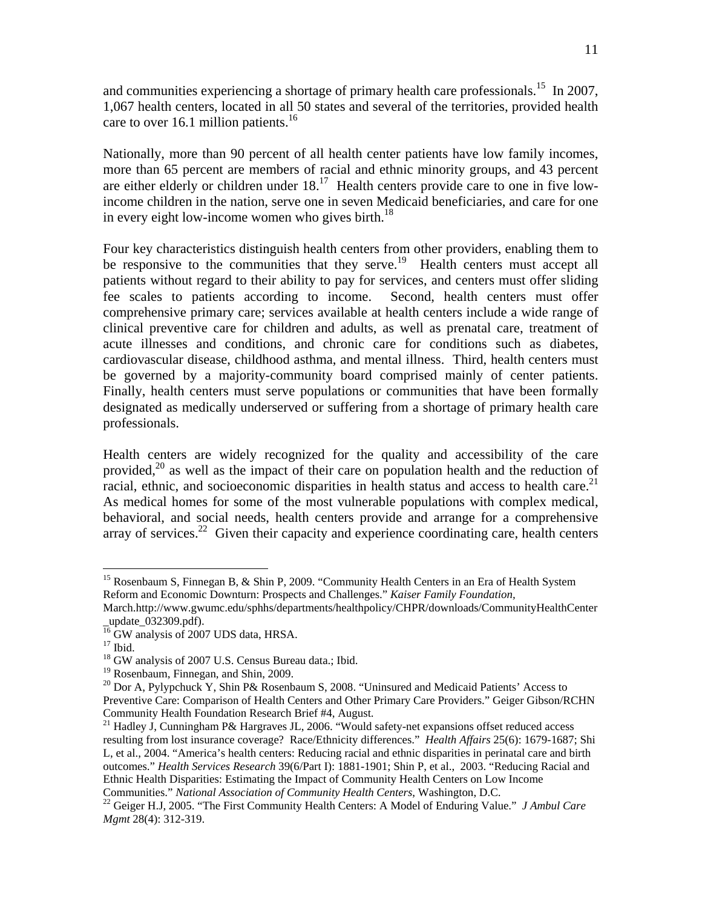and communities experiencing a shortage of primary health care professionals.[15] In 2007, 1,067 health centers, located in all 50 states and several of the territories, provided health care to over 16.1 million patients.[16]

Nationally, more than 90 percent of all health center patients have low family incomes, more than 65 percent are members of racial and ethnic minority groups, and 43 percent are either elderly or children under 18.[17] Health centers provide care to one in five low-income children in the nation, serve one in seven Medicaid beneficiaries, and care for one in every eight low-income women who gives birth.[18]

Four key characteristics distinguish health centers from other providers, enabling them to be responsive to the communities that they serve.[19] Health centers must accept all patients without regard to their ability to pay for services, and centers must offer sliding fee scales to patients according to income. Second, health centers must offer comprehensive primary care; services available at health centers include a wide range of clinical preventive care for children and adults, as well as prenatal care, treatment of acute illnesses and conditions, and chronic care for conditions such as diabetes, cardiovascular disease, childhood asthma, and mental illness. Third, health centers must be governed by a majority-community board comprised mainly of center patients. Finally, health centers must serve populations or communities that have been formally designated as medically underserved or suffering from a shortage of primary health care professionals.

Health centers are widely recognized for the quality and accessibility of the care provided,[20] as well as the impact of their care on population health and the reduction of racial, ethnic, and socioeconomic disparities in health status and access to health care.[21] As medical homes for some of the most vulnerable populations with complex medical, behavioral, and social needs, health centers provide and arrange for a comprehensive array of services.[22] Given their capacity and experience coordinating care, health centers

---

[15] Rosenbaum S, Finnegan B, & Shin P, 2009. "Community Health Centers in an Era of Health System Reform and Economic Downturn: Prospects and Challenges." *Kaiser Family Foundation,* March.http://www.gwumc.edu/sphhs/departments/healthpolicy/CHPR/downloads/CommunityHealthCenter_update_032309.pdf).

[16] GW analysis of 2007 UDS data, HRSA.

[17] Ibid.

[18] GW analysis of 2007 U.S. Census Bureau data.; Ibid.

[19] Rosenbaum, Finnegan, and Shin, 2009.

[20] Dor A, Pylypchuck Y, Shin P& Rosenbaum S, 2008. "Uninsured and Medicaid Patients' Access to Preventive Care: Comparison of Health Centers and Other Primary Care Providers." Geiger Gibson/RCHN Community Health Foundation Research Brief #4, August.

[21] Hadley J, Cunningham P& Hargraves JL, 2006. "Would safety-net expansions offset reduced access resulting from lost insurance coverage? Race/Ethnicity differences." *Health Affairs* 25(6): 1679-1687; Shi L, et al., 2004. "America's health centers: Reducing racial and ethnic disparities in perinatal care and birth outcomes." *Health Services Research* 39(6/Part I): 1881-1901; Shin P, et al., 2003. "Reducing Racial and Ethnic Health Disparities: Estimating the Impact of Community Health Centers on Low Income Communities." *National Association of Community Health Centers*, Washington, D.C.

[22] Geiger H.J, 2005. "The First Community Health Centers: A Model of Enduring Value." *J Ambul Care Mgmt* 28(4): 312-319.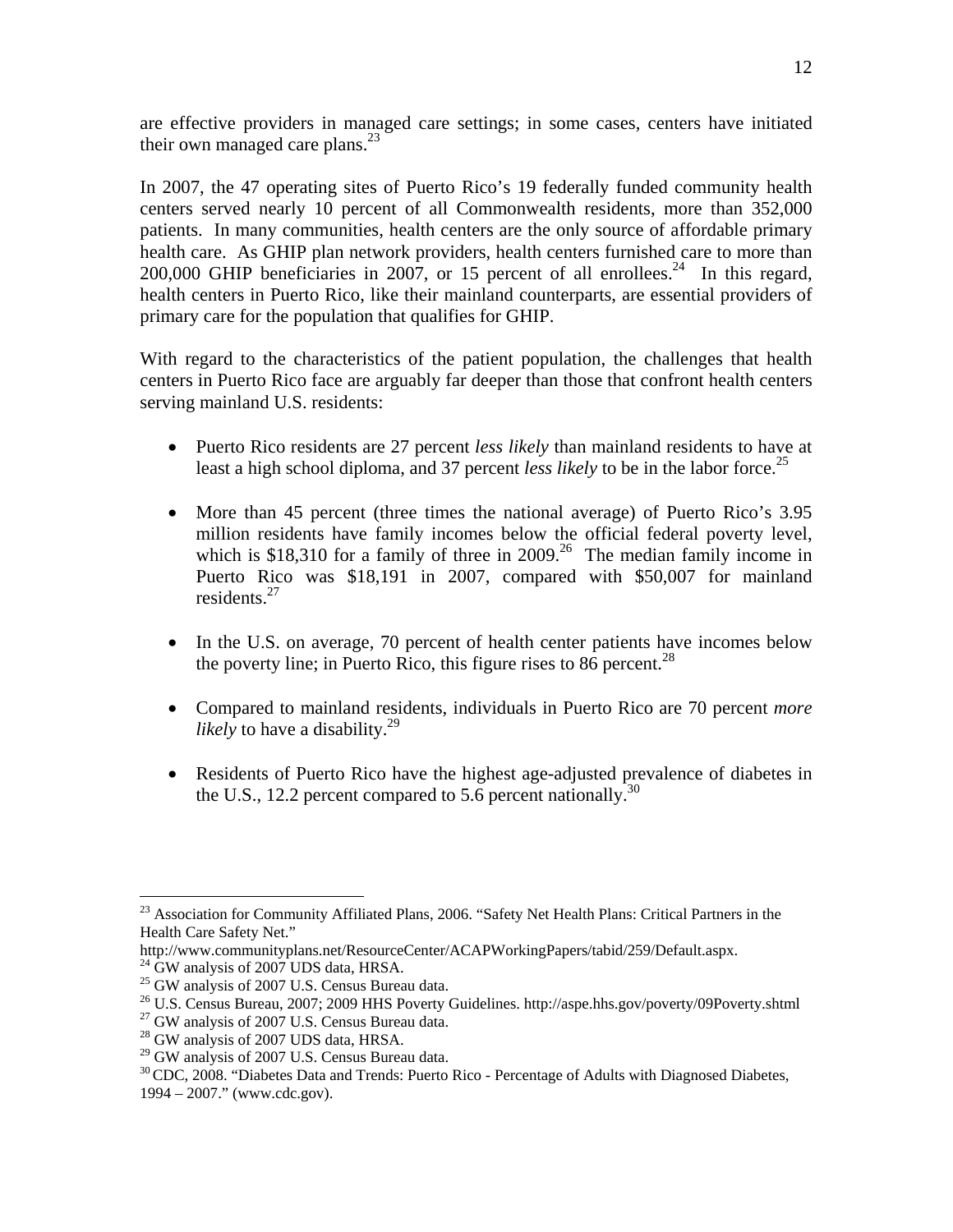are effective providers in managed care settings; in some cases, centers have initiated their own managed care plans.[23]

In 2007, the 47 operating sites of Puerto Rico's 19 federally funded community health centers served nearly 10 percent of all Commonwealth residents, more than 352,000 patients. In many communities, health centers are the only source of affordable primary health care. As GHIP plan network providers, health centers furnished care to more than 200,000 GHIP beneficiaries in 2007, or 15 percent of all enrollees.[24] In this regard, health centers in Puerto Rico, like their mainland counterparts, are essential providers of primary care for the population that qualifies for GHIP.

With regard to the characteristics of the patient population, the challenges that health centers in Puerto Rico face are arguably far deeper than those that confront health centers serving mainland U.S. residents:

- Puerto Rico residents are 27 percent *less likely* than mainland residents to have at least a high school diploma, and 37 percent *less likely* to be in the labor force.[25]

- More than 45 percent (three times the national average) of Puerto Rico's 3.95 million residents have family incomes below the official federal poverty level, which is $18,310 for a family of three in 2009.[26] The median family income in Puerto Rico was $18,191 in 2007, compared with $50,007 for mainland residents.[27]

- In the U.S. on average, 70 percent of health center patients have incomes below the poverty line; in Puerto Rico, this figure rises to 86 percent.[28]

- Compared to mainland residents, individuals in Puerto Rico are 70 percent *more likely* to have a disability.[29]

- Residents of Puerto Rico have the highest age-adjusted prevalence of diabetes in the U.S., 12.2 percent compared to 5.6 percent nationally.[30]

---

[23] Association for Community Affiliated Plans, 2006. "Safety Net Health Plans: Critical Partners in the Health Care Safety Net." http://www.communityplans.net/ResourceCenter/ACAPWorkingPapers/tabid/259/Default.aspx.

[24] GW analysis of 2007 UDS data, HRSA.

[25] GW analysis of 2007 U.S. Census Bureau data.

[26] U.S. Census Bureau, 2007; 2009 HHS Poverty Guidelines. http://aspe.hhs.gov/poverty/09Poverty.shtml

[27] GW analysis of 2007 U.S. Census Bureau data.

[28] GW analysis of 2007 UDS data, HRSA.

[29] GW analysis of 2007 U.S. Census Bureau data.

[30] CDC, 2008. "Diabetes Data and Trends: Puerto Rico - Percentage of Adults with Diagnosed Diabetes, 1994 – 2007." (www.cdc.gov).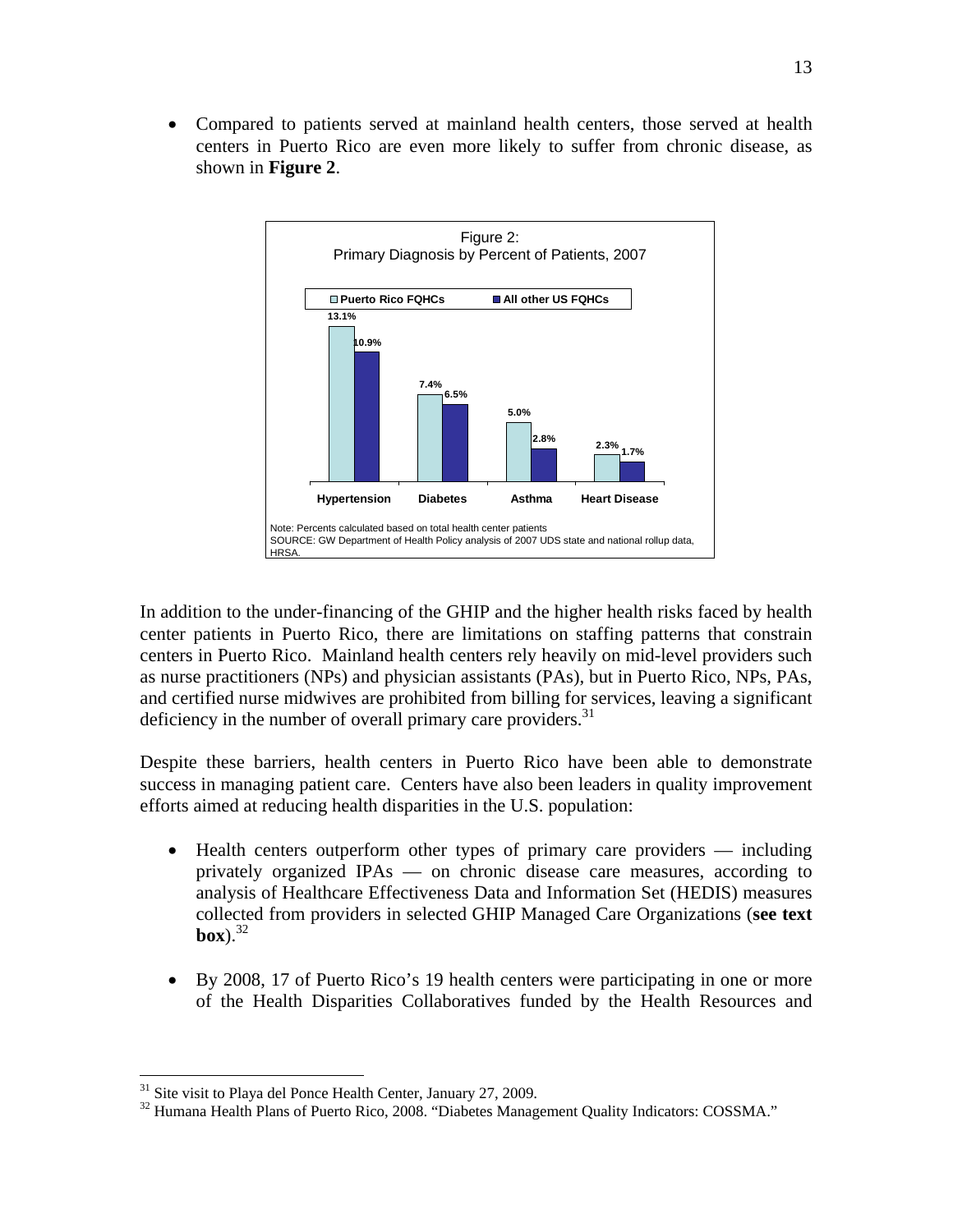- Compared to patients served at mainland health centers, those served at health centers in Puerto Rico are even more likely to suffer from chronic disease, as shown in **Figure 2**.

Figure 2:
Primary Diagnosis by Percent of Patients, 2007

| | Puerto Rico FQHCs | All other US FQHCs |
|---|---|---|
| Hypertension | 13.1% | 10.9% |
| Diabetes | 7.4% | 6.5% |
| Asthma | 5.0% | 2.8% |
| Heart Disease | 2.3% | 1.7% |

Note: Percents calculated based on total health center patients
SOURCE: GW Department of Health Policy analysis of 2007 UDS state and national rollup data, HRSA.

In addition to the under-financing of the GHIP and the higher health risks faced by health center patients in Puerto Rico, there are limitations on staffing patterns that constrain centers in Puerto Rico. Mainland health centers rely heavily on mid-level providers such as nurse practitioners (NPs) and physician assistants (PAs), but in Puerto Rico, NPs, PAs, and certified nurse midwives are prohibited from billing for services, leaving a significant deficiency in the number of overall primary care providers.[31]

Despite these barriers, health centers in Puerto Rico have been able to demonstrate success in managing patient care. Centers have also been leaders in quality improvement efforts aimed at reducing health disparities in the U.S. population:

- Health centers outperform other types of primary care providers — including privately organized IPAs — on chronic disease care measures, according to analysis of Healthcare Effectiveness Data and Information Set (HEDIS) measures collected from providers in selected GHIP Managed Care Organizations (**see text box**).[32]

- By 2008, 17 of Puerto Rico's 19 health centers were participating in one or more of the Health Disparities Collaboratives funded by the Health Resources and

[31] Site visit to Playa del Ponce Health Center, January 27, 2009.

[32] Humana Health Plans of Puerto Rico, 2008. "Diabetes Management Quality Indicators: COSSMA."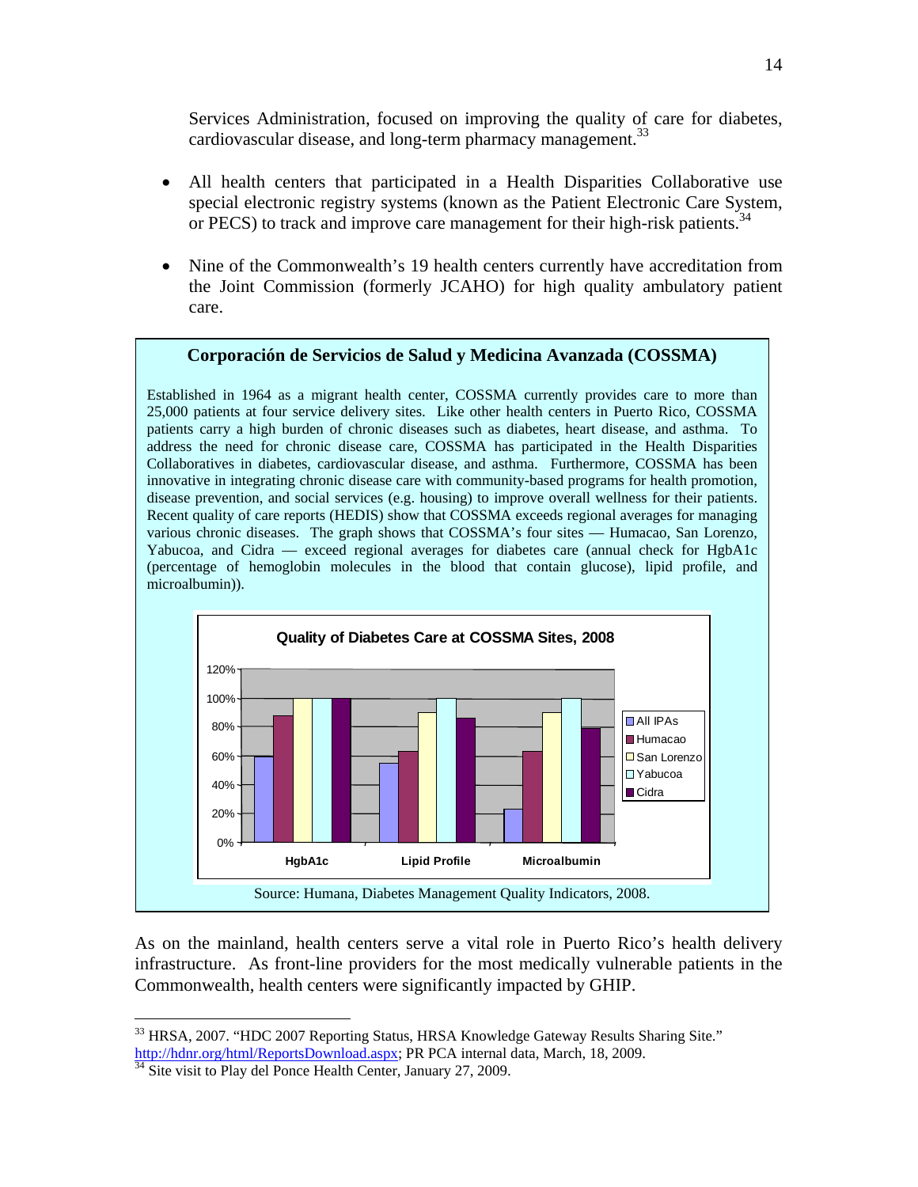Services Administration, focused on improving the quality of care for diabetes, cardiovascular disease, and long-term pharmacy management.[33]

- All health centers that participated in a Health Disparities Collaborative use special electronic registry systems (known as the Patient Electronic Care System, or PECS) to track and improve care management for their high-risk patients.[34]

- Nine of the Commonwealth's 19 health centers currently have accreditation from the Joint Commission (formerly JCAHO) for high quality ambulatory patient care.

**Corporación de Servicios de Salud y Medicina Avanzada (COSSMA)**

Established in 1964 as a migrant health center, COSSMA currently provides care to more than 25,000 patients at four service delivery sites. Like other health centers in Puerto Rico, COSSMA patients carry a high burden of chronic diseases such as diabetes, heart disease, and asthma. To address the need for chronic disease care, COSSMA has participated in the Health Disparities Collaboratives in diabetes, cardiovascular disease, and asthma. Furthermore, COSSMA has been innovative in integrating chronic disease care with community-based programs for health promotion, disease prevention, and social services (e.g. housing) to improve overall wellness for their patients. Recent quality of care reports (HEDIS) show that COSSMA exceeds regional averages for managing various chronic diseases. The graph shows that COSSMA's four sites — Humacao, San Lorenzo, Yabucoa, and Cidra — exceed regional averages for diabetes care (annual check for HgbA1c (percentage of hemoglobin molecules in the blood that contain glucose), lipid profile, and microalbumin)).

**Quality of Diabetes Care at COSSMA Sites, 2008**

| | All IPAs | Humacao | San Lorenzo | Yabucoa | Cidra |
|---|---|---|---|---|---|
| HgbA1c | ~60% | ~88% | 100% | 100% | 100% |
| Lipid Profile | ~55% | ~63% | ~90% | 100% | ~86% |
| Microalbumin | ~23% | ~63% | ~90% | 100% | ~79% |

Source: Humana, Diabetes Management Quality Indicators, 2008.

As on the mainland, health centers serve a vital role in Puerto Rico's health delivery infrastructure. As front-line providers for the most medically vulnerable patients in the Commonwealth, health centers were significantly impacted by GHIP.

---

[33] HRSA, 2007. "HDC 2007 Reporting Status, HRSA Knowledge Gateway Results Sharing Site." http://hdnr.org/html/ReportsDownload.aspx; PR PCA internal data, March, 18, 2009.

[34] Site visit to Play del Ponce Health Center, January 27, 2009.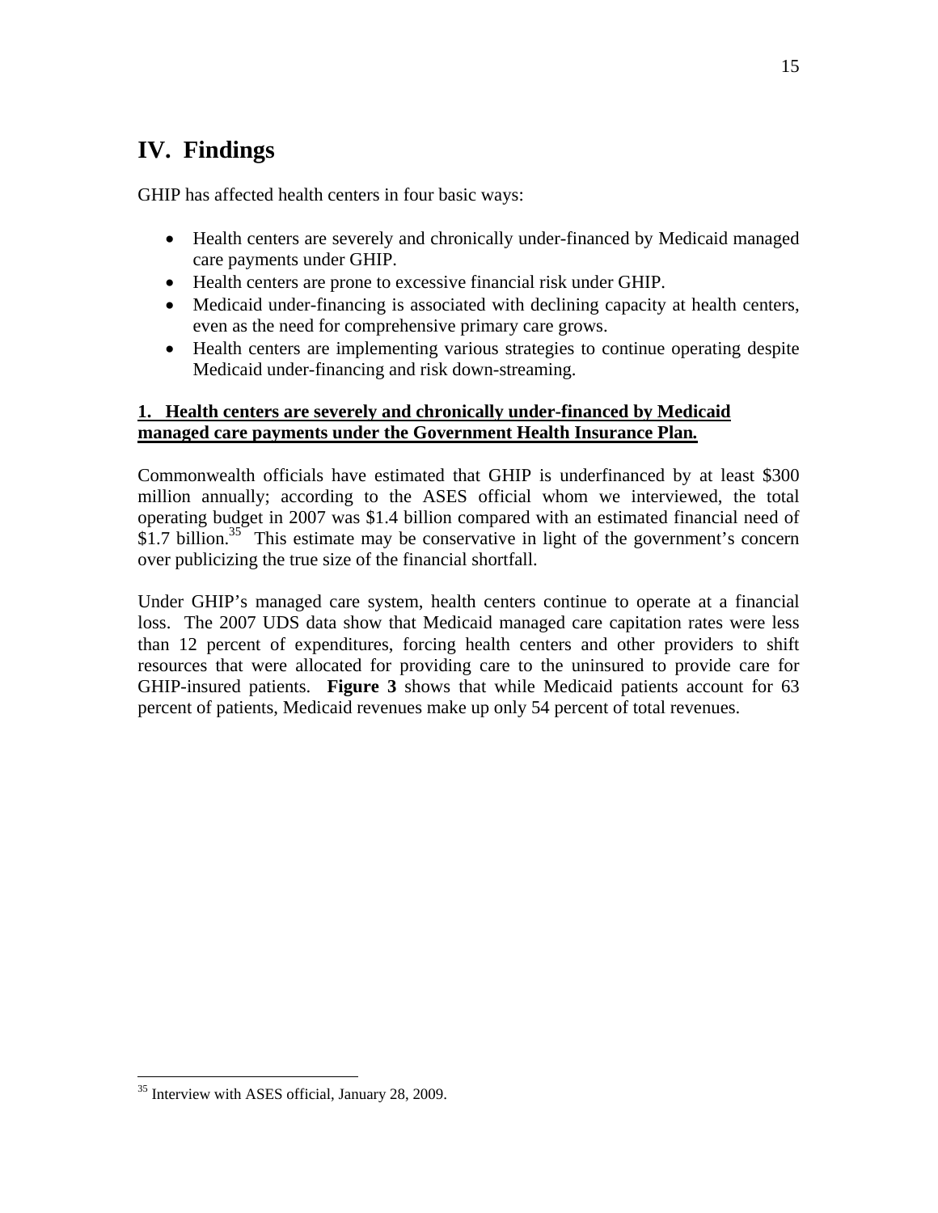# IV. Findings

GHIP has affected health centers in four basic ways:

- Health centers are severely and chronically under-financed by Medicaid managed care payments under GHIP.
- Health centers are prone to excessive financial risk under GHIP.
- Medicaid under-financing is associated with declining capacity at health centers, even as the need for comprehensive primary care grows.
- Health centers are implementing various strategies to continue operating despite Medicaid under-financing and risk down-streaming.

**1. Health centers are severely and chronically under-financed by Medicaid managed care payments under the Government Health Insurance Plan.**

Commonwealth officials have estimated that GHIP is underfinanced by at least $300 million annually; according to the ASES official whom we interviewed, the total operating budget in 2007 was $1.4 billion compared with an estimated financial need of $1.7 billion.[35] This estimate may be conservative in light of the government's concern over publicizing the true size of the financial shortfall.

Under GHIP's managed care system, health centers continue to operate at a financial loss. The 2007 UDS data show that Medicaid managed care capitation rates were less than 12 percent of expenditures, forcing health centers and other providers to shift resources that were allocated for providing care to the uninsured to provide care for GHIP-insured patients. **Figure 3** shows that while Medicaid patients account for 63 percent of patients, Medicaid revenues make up only 54 percent of total revenues.

[35] Interview with ASES official, January 28, 2009.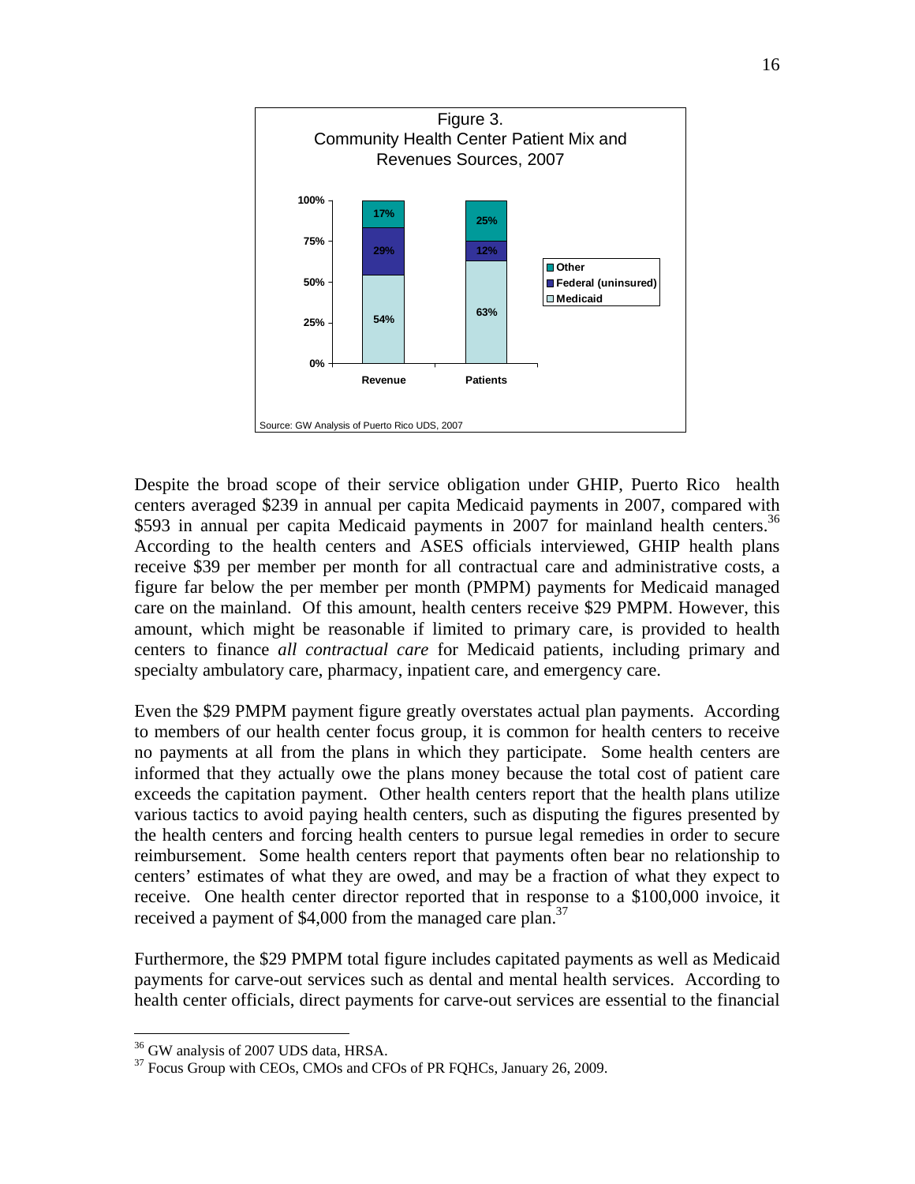Figure 3.
Community Health Center Patient Mix and Revenues Sources, 2007

| | Revenue | Patients |
|---|---|---|
| Other | 17% | 25% |
| Federal (uninsured) | 29% | 12% |
| Medicaid | 54% | 63% |

Source: GW Analysis of Puerto Rico UDS, 2007

Despite the broad scope of their service obligation under GHIP, Puerto Rico health centers averaged $239 in annual per capita Medicaid payments in 2007, compared with $593 in annual per capita Medicaid payments in 2007 for mainland health centers.[36] According to the health centers and ASES officials interviewed, GHIP health plans receive $39 per member per month for all contractual care and administrative costs, a figure far below the per member per month (PMPM) payments for Medicaid managed care on the mainland. Of this amount, health centers receive $29 PMPM. However, this amount, which might be reasonable if limited to primary care, is provided to health centers to finance *all contractual care* for Medicaid patients, including primary and specialty ambulatory care, pharmacy, inpatient care, and emergency care.

Even the $29 PMPM payment figure greatly overstates actual plan payments. According to members of our health center focus group, it is common for health centers to receive no payments at all from the plans in which they participate. Some health centers are informed that they actually owe the plans money because the total cost of patient care exceeds the capitation payment. Other health centers report that the health plans utilize various tactics to avoid paying health centers, such as disputing the figures presented by the health centers and forcing health centers to pursue legal remedies in order to secure reimbursement. Some health centers report that payments often bear no relationship to centers' estimates of what they are owed, and may be a fraction of what they expect to receive. One health center director reported that in response to a $100,000 invoice, it received a payment of $4,000 from the managed care plan.[37]

Furthermore, the $29 PMPM total figure includes capitated payments as well as Medicaid payments for carve-out services such as dental and mental health services. According to health center officials, direct payments for carve-out services are essential to the financial

---

[36] GW analysis of 2007 UDS data, HRSA.

[37] Focus Group with CEOs, CMOs and CFOs of PR FQHCs, January 26, 2009.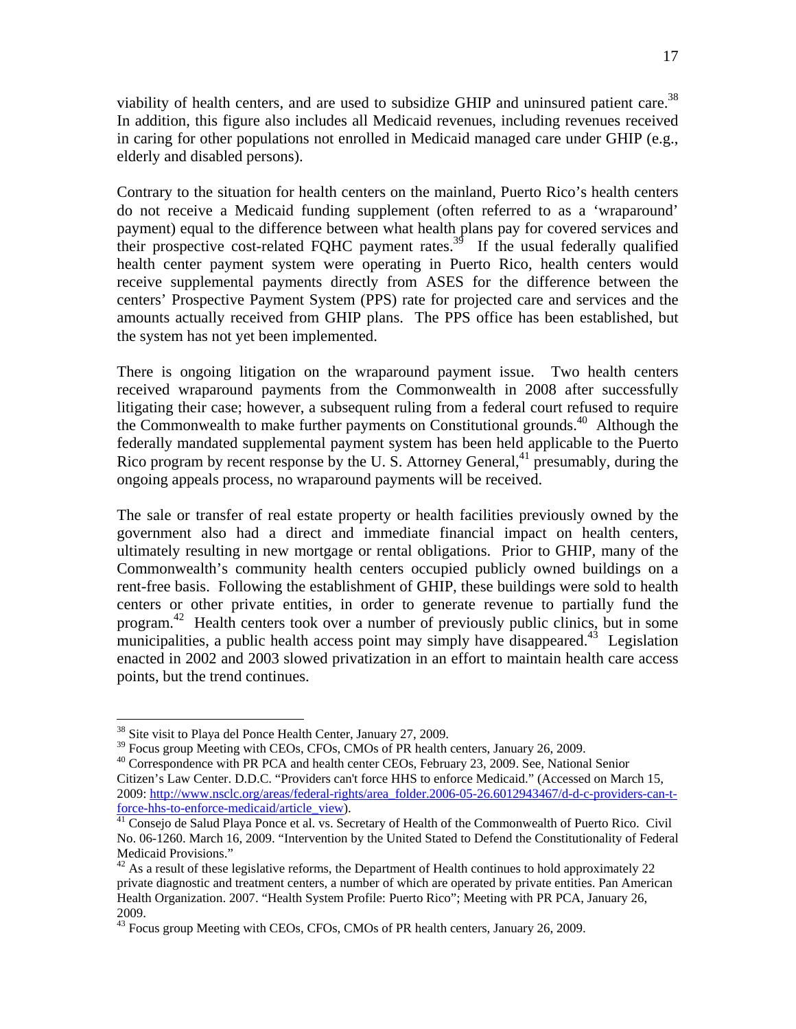viability of health centers, and are used to subsidize GHIP and uninsured patient care.[38] In addition, this figure also includes all Medicaid revenues, including revenues received in caring for other populations not enrolled in Medicaid managed care under GHIP (e.g., elderly and disabled persons).

Contrary to the situation for health centers on the mainland, Puerto Rico's health centers do not receive a Medicaid funding supplement (often referred to as a 'wraparound' payment) equal to the difference between what health plans pay for covered services and their prospective cost-related FQHC payment rates.[39] If the usual federally qualified health center payment system were operating in Puerto Rico, health centers would receive supplemental payments directly from ASES for the difference between the centers' Prospective Payment System (PPS) rate for projected care and services and the amounts actually received from GHIP plans. The PPS office has been established, but the system has not yet been implemented.

There is ongoing litigation on the wraparound payment issue. Two health centers received wraparound payments from the Commonwealth in 2008 after successfully litigating their case; however, a subsequent ruling from a federal court refused to require the Commonwealth to make further payments on Constitutional grounds.[40] Although the federally mandated supplemental payment system has been held applicable to the Puerto Rico program by recent response by the U. S. Attorney General,[41] presumably, during the ongoing appeals process, no wraparound payments will be received.

The sale or transfer of real estate property or health facilities previously owned by the government also had a direct and immediate financial impact on health centers, ultimately resulting in new mortgage or rental obligations. Prior to GHIP, many of the Commonwealth's community health centers occupied publicly owned buildings on a rent-free basis. Following the establishment of GHIP, these buildings were sold to health centers or other private entities, in order to generate revenue to partially fund the program.[42] Health centers took over a number of previously public clinics, but in some municipalities, a public health access point may simply have disappeared.[43] Legislation enacted in 2002 and 2003 slowed privatization in an effort to maintain health care access points, but the trend continues.

---

[38] Site visit to Playa del Ponce Health Center, January 27, 2009.

[39] Focus group Meeting with CEOs, CFOs, CMOs of PR health centers, January 26, 2009.

[40] Correspondence with PR PCA and health center CEOs, February 23, 2009. See, National Senior Citizen's Law Center. D.D.C. "Providers can't force HHS to enforce Medicaid." (Accessed on March 15, 2009: http://www.nsclc.org/areas/federal-rights/area_folder.2006-05-26.6012943467/d-d-c-providers-can-t-force-hhs-to-enforce-medicaid/article_view).

[41] Consejo de Salud Playa Ponce et al. vs. Secretary of Health of the Commonwealth of Puerto Rico. Civil No. 06-1260. March 16, 2009. "Intervention by the United Stated to Defend the Constitutionality of Federal Medicaid Provisions."

[42] As a result of these legislative reforms, the Department of Health continues to hold approximately 22 private diagnostic and treatment centers, a number of which are operated by private entities. Pan American Health Organization. 2007. "Health System Profile: Puerto Rico"; Meeting with PR PCA, January 26, 2009.

[43] Focus group Meeting with CEOs, CFOs, CMOs of PR health centers, January 26, 2009.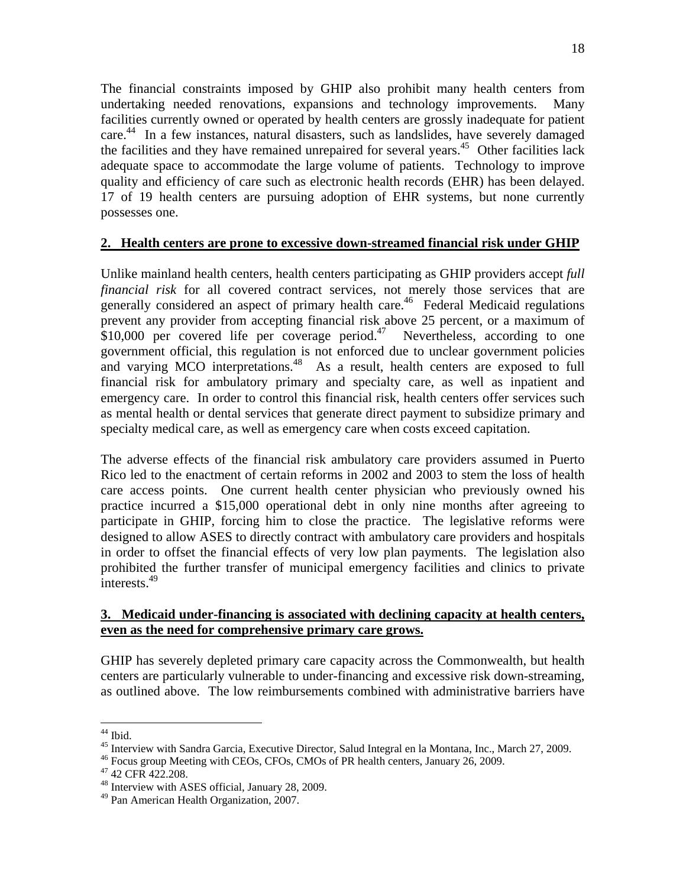The financial constraints imposed by GHIP also prohibit many health centers from undertaking needed renovations, expansions and technology improvements. Many facilities currently owned or operated by health centers are grossly inadequate for patient care.[44] In a few instances, natural disasters, such as landslides, have severely damaged the facilities and they have remained unrepaired for several years.[45] Other facilities lack adequate space to accommodate the large volume of patients. Technology to improve quality and efficiency of care such as electronic health records (EHR) has been delayed. 17 of 19 health centers are pursuing adoption of EHR systems, but none currently possesses one.

**2. Health centers are prone to excessive down-streamed financial risk under GHIP**

Unlike mainland health centers, health centers participating as GHIP providers accept *full financial risk* for all covered contract services, not merely those services that are generally considered an aspect of primary health care.[46] Federal Medicaid regulations prevent any provider from accepting financial risk above 25 percent, or a maximum of $10,000 per covered life per coverage period.[47] Nevertheless, according to one government official, this regulation is not enforced due to unclear government policies and varying MCO interpretations.[48] As a result, health centers are exposed to full financial risk for ambulatory primary and specialty care, as well as inpatient and emergency care. In order to control this financial risk, health centers offer services such as mental health or dental services that generate direct payment to subsidize primary and specialty medical care, as well as emergency care when costs exceed capitation.

The adverse effects of the financial risk ambulatory care providers assumed in Puerto Rico led to the enactment of certain reforms in 2002 and 2003 to stem the loss of health care access points. One current health center physician who previously owned his practice incurred a $15,000 operational debt in only nine months after agreeing to participate in GHIP, forcing him to close the practice. The legislative reforms were designed to allow ASES to directly contract with ambulatory care providers and hospitals in order to offset the financial effects of very low plan payments. The legislation also prohibited the further transfer of municipal emergency facilities and clinics to private interests.[49]

**3. Medicaid under-financing is associated with declining capacity at health centers, even as the need for comprehensive primary care grows.**

GHIP has severely depleted primary care capacity across the Commonwealth, but health centers are particularly vulnerable to under-financing and excessive risk down-streaming, as outlined above. The low reimbursements combined with administrative barriers have

---

[44] Ibid.

[45] Interview with Sandra Garcia, Executive Director, Salud Integral en la Montana, Inc., March 27, 2009.

[46] Focus group Meeting with CEOs, CFOs, CMOs of PR health centers, January 26, 2009.

[47] 42 CFR 422.208.

[48] Interview with ASES official, January 28, 2009.

[49] Pan American Health Organization, 2007.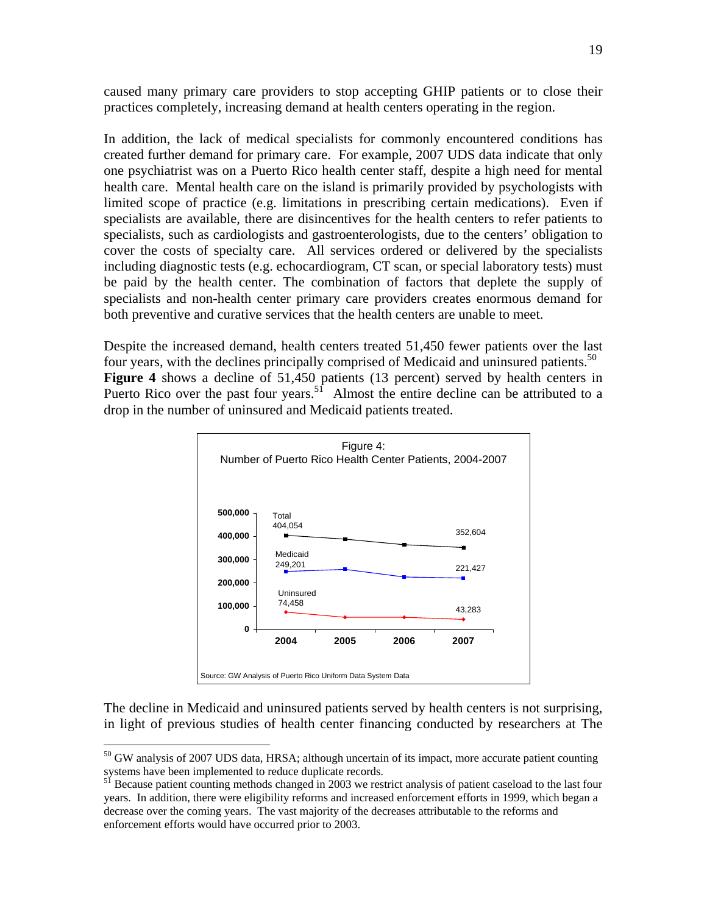caused many primary care providers to stop accepting GHIP patients or to close their practices completely, increasing demand at health centers operating in the region.

In addition, the lack of medical specialists for commonly encountered conditions has created further demand for primary care. For example, 2007 UDS data indicate that only one psychiatrist was on a Puerto Rico health center staff, despite a high need for mental health care. Mental health care on the island is primarily provided by psychologists with limited scope of practice (e.g. limitations in prescribing certain medications). Even if specialists are available, there are disincentives for the health centers to refer patients to specialists, such as cardiologists and gastroenterologists, due to the centers' obligation to cover the costs of specialty care. All services ordered or delivered by the specialists including diagnostic tests (e.g. echocardiogram, CT scan, or special laboratory tests) must be paid by the health center. The combination of factors that deplete the supply of specialists and non-health center primary care providers creates enormous demand for both preventive and curative services that the health centers are unable to meet.

Despite the increased demand, health centers treated 51,450 fewer patients over the last four years, with the declines principally comprised of Medicaid and uninsured patients.[50] **Figure 4** shows a decline of 51,450 patients (13 percent) served by health centers in Puerto Rico over the past four years.[51] Almost the entire decline can be attributed to a drop in the number of uninsured and Medicaid patients treated.

Figure 4:
Number of Puerto Rico Health Center Patients, 2004-2007

| | 2004 | 2007 |
|---|---|---|
| Total | 404,054 | 352,604 |
| Medicaid | 249,201 | 221,427 |
| Uninsured | 74,458 | 43,283 |

Source: GW Analysis of Puerto Rico Uniform Data System Data

The decline in Medicaid and uninsured patients served by health centers is not surprising, in light of previous studies of health center financing conducted by researchers at The

[50] GW analysis of 2007 UDS data, HRSA; although uncertain of its impact, more accurate patient counting systems have been implemented to reduce duplicate records.

[51] Because patient counting methods changed in 2003 we restrict analysis of patient caseload to the last four years. In addition, there were eligibility reforms and increased enforcement efforts in 1999, which began a decrease over the coming years. The vast majority of the decreases attributable to the reforms and enforcement efforts would have occurred prior to 2003.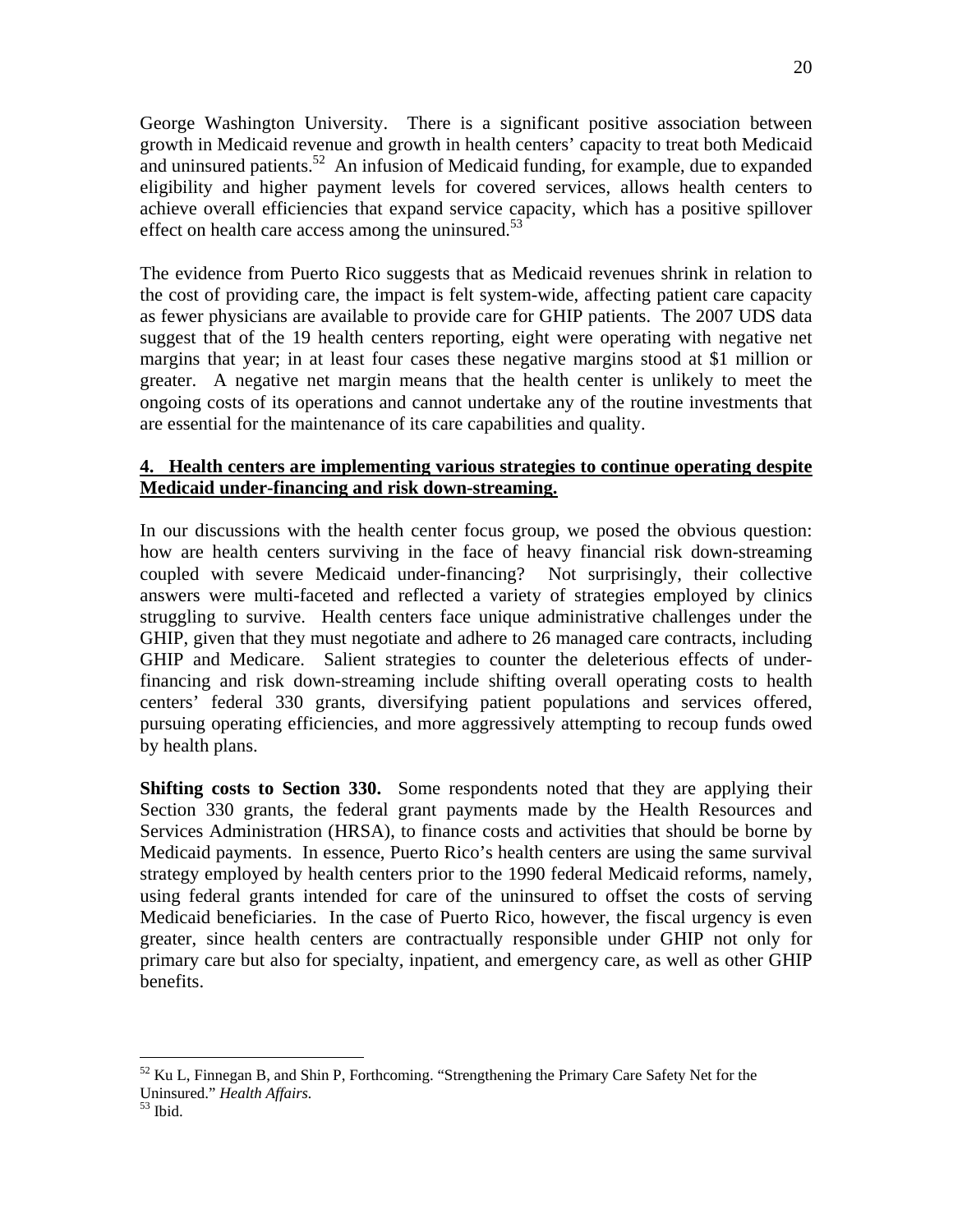George Washington University. There is a significant positive association between growth in Medicaid revenue and growth in health centers' capacity to treat both Medicaid and uninsured patients.[52] An infusion of Medicaid funding, for example, due to expanded eligibility and higher payment levels for covered services, allows health centers to achieve overall efficiencies that expand service capacity, which has a positive spillover effect on health care access among the uninsured.[53]

The evidence from Puerto Rico suggests that as Medicaid revenues shrink in relation to the cost of providing care, the impact is felt system-wide, affecting patient care capacity as fewer physicians are available to provide care for GHIP patients. The 2007 UDS data suggest that of the 19 health centers reporting, eight were operating with negative net margins that year; in at least four cases these negative margins stood at $1 million or greater. A negative net margin means that the health center is unlikely to meet the ongoing costs of its operations and cannot undertake any of the routine investments that are essential for the maintenance of its care capabilities and quality.

**4. Health centers are implementing various strategies to continue operating despite Medicaid under-financing and risk down-streaming.**

In our discussions with the health center focus group, we posed the obvious question: how are health centers surviving in the face of heavy financial risk down-streaming coupled with severe Medicaid under-financing? Not surprisingly, their collective answers were multi-faceted and reflected a variety of strategies employed by clinics struggling to survive. Health centers face unique administrative challenges under the GHIP, given that they must negotiate and adhere to 26 managed care contracts, including GHIP and Medicare. Salient strategies to counter the deleterious effects of under-financing and risk down-streaming include shifting overall operating costs to health centers' federal 330 grants, diversifying patient populations and services offered, pursuing operating efficiencies, and more aggressively attempting to recoup funds owed by health plans.

**Shifting costs to Section 330.** Some respondents noted that they are applying their Section 330 grants, the federal grant payments made by the Health Resources and Services Administration (HRSA), to finance costs and activities that should be borne by Medicaid payments. In essence, Puerto Rico's health centers are using the same survival strategy employed by health centers prior to the 1990 federal Medicaid reforms, namely, using federal grants intended for care of the uninsured to offset the costs of serving Medicaid beneficiaries. In the case of Puerto Rico, however, the fiscal urgency is even greater, since health centers are contractually responsible under GHIP not only for primary care but also for specialty, inpatient, and emergency care, as well as other GHIP benefits.

---

[52] Ku L, Finnegan B, and Shin P, Forthcoming. "Strengthening the Primary Care Safety Net for the Uninsured." *Health Affairs.*

[53] Ibid.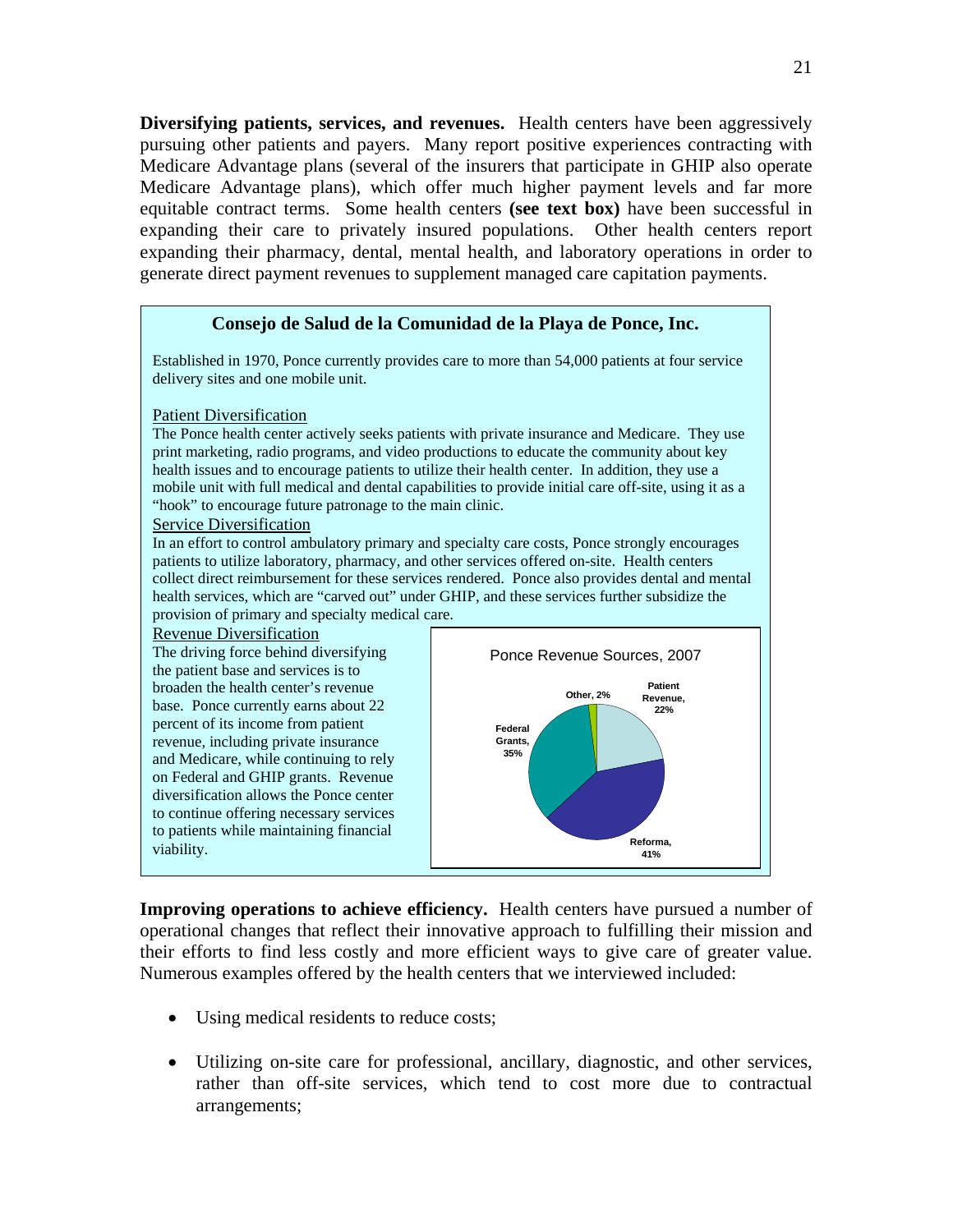**Diversifying patients, services, and revenues.** Health centers have been aggressively pursuing other patients and payers. Many report positive experiences contracting with Medicare Advantage plans (several of the insurers that participate in GHIP also operate Medicare Advantage plans), which offer much higher payment levels and far more equitable contract terms. Some health centers **(see text box)** have been successful in expanding their care to privately insured populations. Other health centers report expanding their pharmacy, dental, mental health, and laboratory operations in order to generate direct payment revenues to supplement managed care capitation payments.

### Consejo de Salud de la Comunidad de la Playa de Ponce, Inc.

Established in 1970, Ponce currently provides care to more than 54,000 patients at four service delivery sites and one mobile unit.

Patient Diversification

The Ponce health center actively seeks patients with private insurance and Medicare. They use print marketing, radio programs, and video productions to educate the community about key health issues and to encourage patients to utilize their health center. In addition, they use a mobile unit with full medical and dental capabilities to provide initial care off-site, using it as a "hook" to encourage future patronage to the main clinic.

Service Diversification

In an effort to control ambulatory primary and specialty care costs, Ponce strongly encourages patients to utilize laboratory, pharmacy, and other services offered on-site. Health centers collect direct reimbursement for these services rendered. Ponce also provides dental and mental health services, which are "carved out" under GHIP, and these services further subsidize the provision of primary and specialty medical care.

Revenue Diversification

The driving force behind diversifying the patient base and services is to broaden the health center's revenue base. Ponce currently earns about 22 percent of its income from patient revenue, including private insurance and Medicare, while continuing to rely on Federal and GHIP grants. Revenue diversification allows the Ponce center to continue offering necessary services to patients while maintaining financial viability.

Ponce Revenue Sources, 2007

| Source | Share |
| --- | --- |
| Patient Revenue | 22% |
| Reforma | 41% |
| Federal Grants | 35% |
| Other | 2% |

**Improving operations to achieve efficiency.** Health centers have pursued a number of operational changes that reflect their innovative approach to fulfilling their mission and their efforts to find less costly and more efficient ways to give care of greater value. Numerous examples offered by the health centers that we interviewed included:

- Using medical residents to reduce costs;
- Utilizing on-site care for professional, ancillary, diagnostic, and other services, rather than off-site services, which tend to cost more due to contractual arrangements;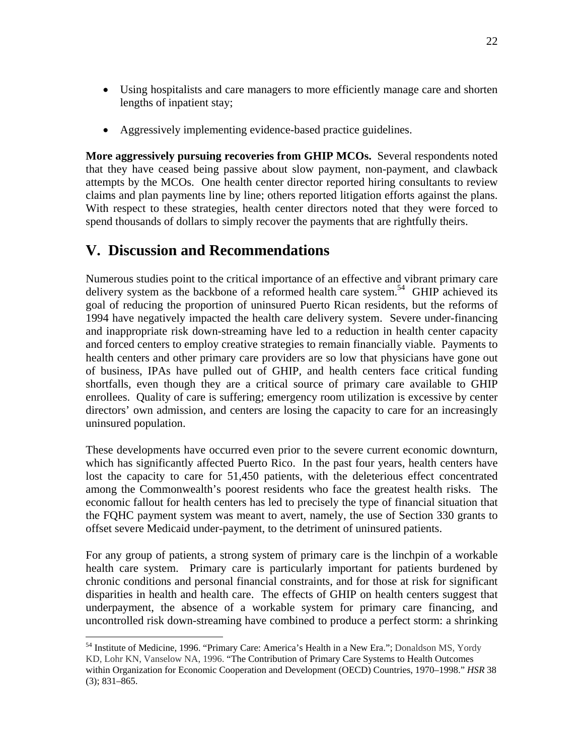- Using hospitalists and care managers to more efficiently manage care and shorten lengths of inpatient stay;
- Aggressively implementing evidence-based practice guidelines.

**More aggressively pursuing recoveries from GHIP MCOs.** Several respondents noted that they have ceased being passive about slow payment, non-payment, and clawback attempts by the MCOs. One health center director reported hiring consultants to review claims and plan payments line by line; others reported litigation efforts against the plans. With respect to these strategies, health center directors noted that they were forced to spend thousands of dollars to simply recover the payments that are rightfully theirs.

# V. Discussion and Recommendations

Numerous studies point to the critical importance of an effective and vibrant primary care delivery system as the backbone of a reformed health care system.[54] GHIP achieved its goal of reducing the proportion of uninsured Puerto Rican residents, but the reforms of 1994 have negatively impacted the health care delivery system. Severe under-financing and inappropriate risk down-streaming have led to a reduction in health center capacity and forced centers to employ creative strategies to remain financially viable. Payments to health centers and other primary care providers are so low that physicians have gone out of business, IPAs have pulled out of GHIP, and health centers face critical funding shortfalls, even though they are a critical source of primary care available to GHIP enrollees. Quality of care is suffering; emergency room utilization is excessive by center directors' own admission, and centers are losing the capacity to care for an increasingly uninsured population.

These developments have occurred even prior to the severe current economic downturn, which has significantly affected Puerto Rico. In the past four years, health centers have lost the capacity to care for 51,450 patients, with the deleterious effect concentrated among the Commonwealth's poorest residents who face the greatest health risks. The economic fallout for health centers has led to precisely the type of financial situation that the FQHC payment system was meant to avert, namely, the use of Section 330 grants to offset severe Medicaid under-payment, to the detriment of uninsured patients.

For any group of patients, a strong system of primary care is the linchpin of a workable health care system. Primary care is particularly important for patients burdened by chronic conditions and personal financial constraints, and for those at risk for significant disparities in health and health care. The effects of GHIP on health centers suggest that underpayment, the absence of a workable system for primary care financing, and uncontrolled risk down-streaming have combined to produce a perfect storm: a shrinking

[54] Institute of Medicine, 1996. "Primary Care: America's Health in a New Era."; Donaldson MS, Yordy KD, Lohr KN, Vanselow NA, 1996. "The Contribution of Primary Care Systems to Health Outcomes within Organization for Economic Cooperation and Development (OECD) Countries, 1970–1998." *HSR* 38 (3); 831–865.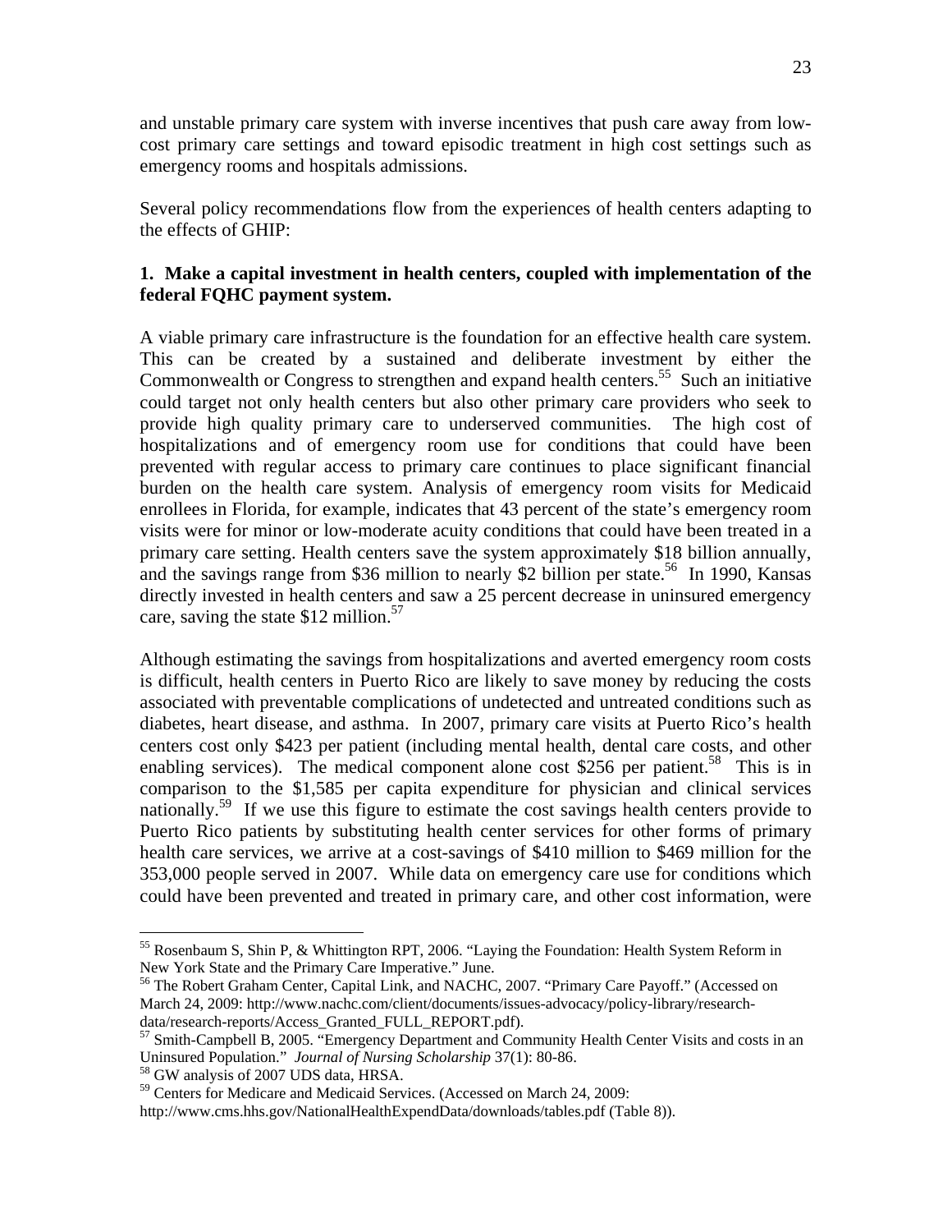and unstable primary care system with inverse incentives that push care away from low-cost primary care settings and toward episodic treatment in high cost settings such as emergency rooms and hospitals admissions.

Several policy recommendations flow from the experiences of health centers adapting to the effects of GHIP:

**1. Make a capital investment in health centers, coupled with implementation of the federal FQHC payment system.**

A viable primary care infrastructure is the foundation for an effective health care system. This can be created by a sustained and deliberate investment by either the Commonwealth or Congress to strengthen and expand health centers.[55] Such an initiative could target not only health centers but also other primary care providers who seek to provide high quality primary care to underserved communities. The high cost of hospitalizations and of emergency room use for conditions that could have been prevented with regular access to primary care continues to place significant financial burden on the health care system. Analysis of emergency room visits for Medicaid enrollees in Florida, for example, indicates that 43 percent of the state's emergency room visits were for minor or low-moderate acuity conditions that could have been treated in a primary care setting. Health centers save the system approximately $18 billion annually, and the savings range from $36 million to nearly $2 billion per state.[56] In 1990, Kansas directly invested in health centers and saw a 25 percent decrease in uninsured emergency care, saving the state $12 million.[57]

Although estimating the savings from hospitalizations and averted emergency room costs is difficult, health centers in Puerto Rico are likely to save money by reducing the costs associated with preventable complications of undetected and untreated conditions such as diabetes, heart disease, and asthma. In 2007, primary care visits at Puerto Rico's health centers cost only $423 per patient (including mental health, dental care costs, and other enabling services). The medical component alone cost $256 per patient.[58] This is in comparison to the $1,585 per capita expenditure for physician and clinical services nationally.[59] If we use this figure to estimate the cost savings health centers provide to Puerto Rico patients by substituting health center services for other forms of primary health care services, we arrive at a cost-savings of $410 million to $469 million for the 353,000 people served in 2007. While data on emergency care use for conditions which could have been prevented and treated in primary care, and other cost information, were

---

[55] Rosenbaum S, Shin P, & Whittington RPT, 2006. "Laying the Foundation: Health System Reform in New York State and the Primary Care Imperative." June.

[56] The Robert Graham Center, Capital Link, and NACHC, 2007. "Primary Care Payoff." (Accessed on March 24, 2009: http://www.nachc.com/client/documents/issues-advocacy/policy-library/research-data/research-reports/Access_Granted_FULL_REPORT.pdf).

[57] Smith-Campbell B, 2005. "Emergency Department and Community Health Center Visits and costs in an Uninsured Population." *Journal of Nursing Scholarship* 37(1): 80-86.

[58] GW analysis of 2007 UDS data, HRSA.

[59] Centers for Medicare and Medicaid Services. (Accessed on March 24, 2009: http://www.cms.hhs.gov/NationalHealthExpendData/downloads/tables.pdf (Table 8)).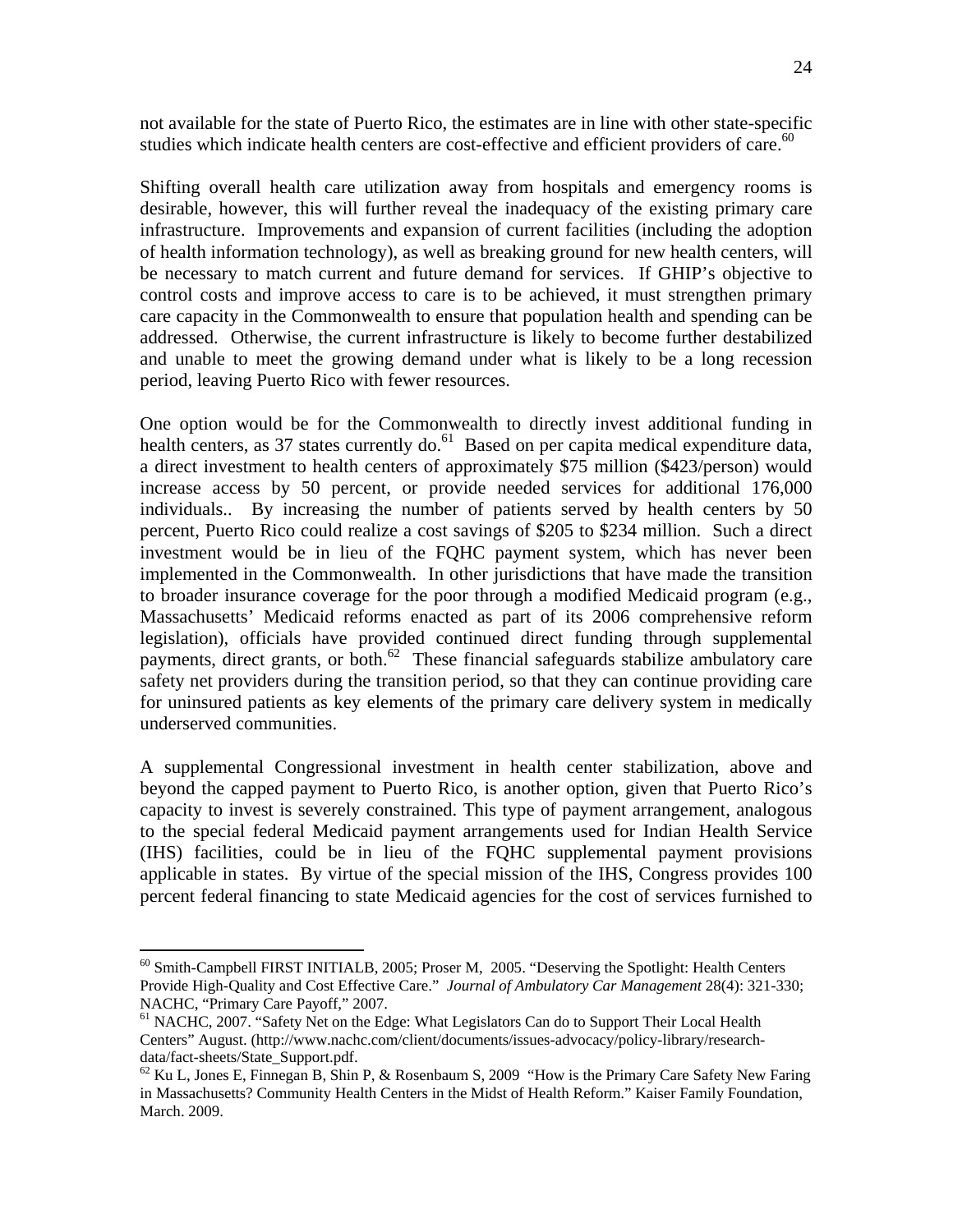not available for the state of Puerto Rico, the estimates are in line with other state-specific studies which indicate health centers are cost-effective and efficient providers of care.[60]

Shifting overall health care utilization away from hospitals and emergency rooms is desirable, however, this will further reveal the inadequacy of the existing primary care infrastructure. Improvements and expansion of current facilities (including the adoption of health information technology), as well as breaking ground for new health centers, will be necessary to match current and future demand for services. If GHIP's objective to control costs and improve access to care is to be achieved, it must strengthen primary care capacity in the Commonwealth to ensure that population health and spending can be addressed. Otherwise, the current infrastructure is likely to become further destabilized and unable to meet the growing demand under what is likely to be a long recession period, leaving Puerto Rico with fewer resources.

One option would be for the Commonwealth to directly invest additional funding in health centers, as 37 states currently do.[61] Based on per capita medical expenditure data, a direct investment to health centers of approximately $75 million ($423/person) would increase access by 50 percent, or provide needed services for additional 176,000 individuals.. By increasing the number of patients served by health centers by 50 percent, Puerto Rico could realize a cost savings of $205 to $234 million. Such a direct investment would be in lieu of the FQHC payment system, which has never been implemented in the Commonwealth. In other jurisdictions that have made the transition to broader insurance coverage for the poor through a modified Medicaid program (e.g., Massachusetts' Medicaid reforms enacted as part of its 2006 comprehensive reform legislation), officials have provided continued direct funding through supplemental payments, direct grants, or both.[62] These financial safeguards stabilize ambulatory care safety net providers during the transition period, so that they can continue providing care for uninsured patients as key elements of the primary care delivery system in medically underserved communities.

A supplemental Congressional investment in health center stabilization, above and beyond the capped payment to Puerto Rico, is another option, given that Puerto Rico's capacity to invest is severely constrained. This type of payment arrangement, analogous to the special federal Medicaid payment arrangements used for Indian Health Service (IHS) facilities, could be in lieu of the FQHC supplemental payment provisions applicable in states. By virtue of the special mission of the IHS, Congress provides 100 percent federal financing to state Medicaid agencies for the cost of services furnished to

---

[60] Smith-Campbell FIRST INITIALB, 2005; Proser M, 2005. "Deserving the Spotlight: Health Centers Provide High-Quality and Cost Effective Care." *Journal of Ambulatory Car Management* 28(4): 321-330; NACHC, "Primary Care Payoff," 2007.

[61] NACHC, 2007. "Safety Net on the Edge: What Legislators Can do to Support Their Local Health Centers" August. (http://www.nachc.com/client/documents/issues-advocacy/policy-library/research-data/fact-sheets/State_Support.pdf.

[62] Ku L, Jones E, Finnegan B, Shin P, & Rosenbaum S, 2009 "How is the Primary Care Safety New Faring in Massachusetts? Community Health Centers in the Midst of Health Reform." Kaiser Family Foundation, March. 2009.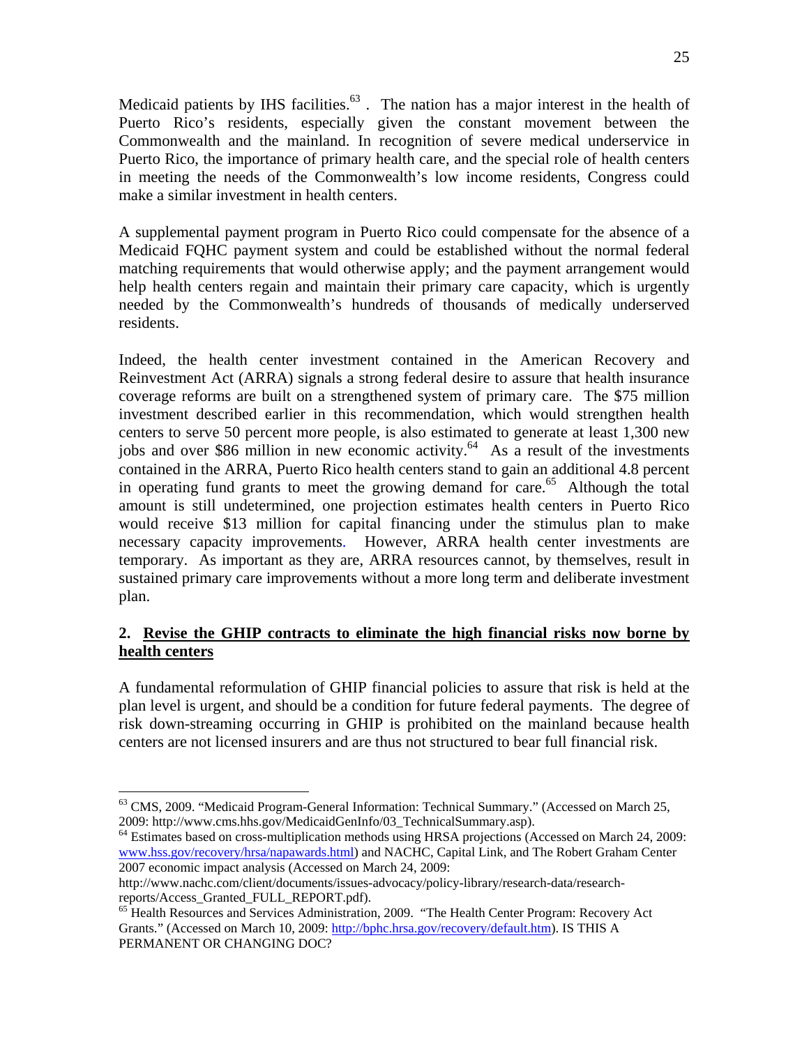Medicaid patients by IHS facilities.[63] . The nation has a major interest in the health of Puerto Rico's residents, especially given the constant movement between the Commonwealth and the mainland. In recognition of severe medical underservice in Puerto Rico, the importance of primary health care, and the special role of health centers in meeting the needs of the Commonwealth's low income residents, Congress could make a similar investment in health centers.

A supplemental payment program in Puerto Rico could compensate for the absence of a Medicaid FQHC payment system and could be established without the normal federal matching requirements that would otherwise apply; and the payment arrangement would help health centers regain and maintain their primary care capacity, which is urgently needed by the Commonwealth's hundreds of thousands of medically underserved residents.

Indeed, the health center investment contained in the American Recovery and Reinvestment Act (ARRA) signals a strong federal desire to assure that health insurance coverage reforms are built on a strengthened system of primary care. The $75 million investment described earlier in this recommendation, which would strengthen health centers to serve 50 percent more people, is also estimated to generate at least 1,300 new jobs and over $86 million in new economic activity.[64] As a result of the investments contained in the ARRA, Puerto Rico health centers stand to gain an additional 4.8 percent in operating fund grants to meet the growing demand for care.[65] Although the total amount is still undetermined, one projection estimates health centers in Puerto Rico would receive $13 million for capital financing under the stimulus plan to make necessary capacity improvements. However, ARRA health center investments are temporary. As important as they are, ARRA resources cannot, by themselves, result in sustained primary care improvements without a more long term and deliberate investment plan.

### 2. Revise the GHIP contracts to eliminate the high financial risks now borne by health centers

A fundamental reformulation of GHIP financial policies to assure that risk is held at the plan level is urgent, and should be a condition for future federal payments. The degree of risk down-streaming occurring in GHIP is prohibited on the mainland because health centers are not licensed insurers and are thus not structured to bear full financial risk.

---

[63] CMS, 2009. "Medicaid Program-General Information: Technical Summary." (Accessed on March 25, 2009: http://www.cms.hhs.gov/MedicaidGenInfo/03_TechnicalSummary.asp).

[64] Estimates based on cross-multiplication methods using HRSA projections (Accessed on March 24, 2009: www.hss.gov/recovery/hrsa/napawards.html) and NACHC, Capital Link, and The Robert Graham Center 2007 economic impact analysis (Accessed on March 24, 2009: http://www.nachc.com/client/documents/issues-advocacy/policy-library/research-data/research-reports/Access_Granted_FULL_REPORT.pdf).

[65] Health Resources and Services Administration, 2009. "The Health Center Program: Recovery Act Grants." (Accessed on March 10, 2009: http://bphc.hrsa.gov/recovery/default.htm). IS THIS A PERMANENT OR CHANGING DOC?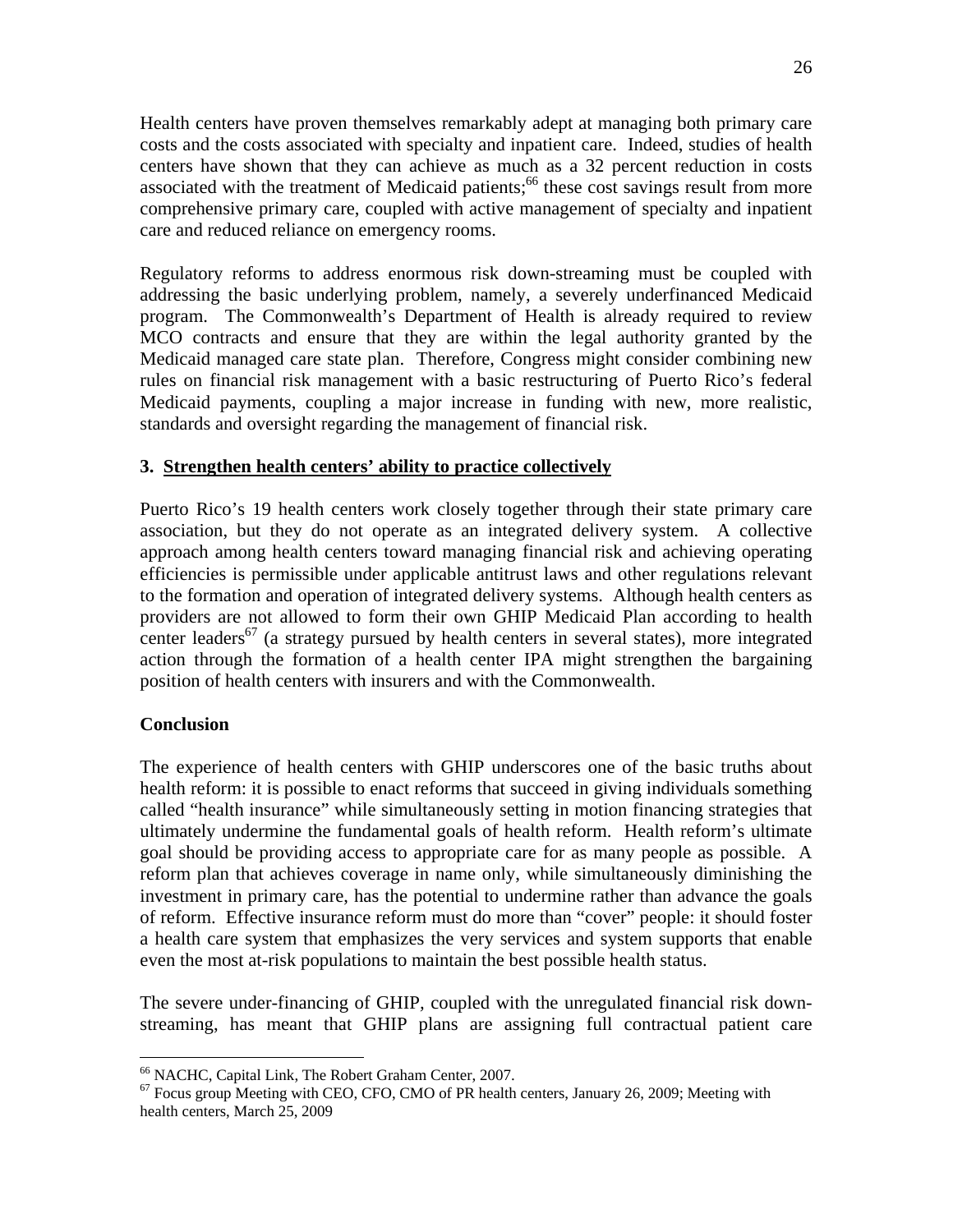Health centers have proven themselves remarkably adept at managing both primary care costs and the costs associated with specialty and inpatient care. Indeed, studies of health centers have shown that they can achieve as much as a 32 percent reduction in costs associated with the treatment of Medicaid patients;[66] these cost savings result from more comprehensive primary care, coupled with active management of specialty and inpatient care and reduced reliance on emergency rooms.

Regulatory reforms to address enormous risk down-streaming must be coupled with addressing the basic underlying problem, namely, a severely underfinanced Medicaid program. The Commonwealth's Department of Health is already required to review MCO contracts and ensure that they are within the legal authority granted by the Medicaid managed care state plan. Therefore, Congress might consider combining new rules on financial risk management with a basic restructuring of Puerto Rico's federal Medicaid payments, coupling a major increase in funding with new, more realistic, standards and oversight regarding the management of financial risk.

### 3. Strengthen health centers' ability to practice collectively

Puerto Rico's 19 health centers work closely together through their state primary care association, but they do not operate as an integrated delivery system. A collective approach among health centers toward managing financial risk and achieving operating efficiencies is permissible under applicable antitrust laws and other regulations relevant to the formation and operation of integrated delivery systems. Although health centers as providers are not allowed to form their own GHIP Medicaid Plan according to health center leaders[67] (a strategy pursued by health centers in several states), more integrated action through the formation of a health center IPA might strengthen the bargaining position of health centers with insurers and with the Commonwealth.

### Conclusion

The experience of health centers with GHIP underscores one of the basic truths about health reform: it is possible to enact reforms that succeed in giving individuals something called "health insurance" while simultaneously setting in motion financing strategies that ultimately undermine the fundamental goals of health reform. Health reform's ultimate goal should be providing access to appropriate care for as many people as possible. A reform plan that achieves coverage in name only, while simultaneously diminishing the investment in primary care, has the potential to undermine rather than advance the goals of reform. Effective insurance reform must do more than "cover" people: it should foster a health care system that emphasizes the very services and system supports that enable even the most at-risk populations to maintain the best possible health status.

The severe under-financing of GHIP, coupled with the unregulated financial risk down-streaming, has meant that GHIP plans are assigning full contractual patient care

---

[66] NACHC, Capital Link, The Robert Graham Center, 2007.

[67] Focus group Meeting with CEO, CFO, CMO of PR health centers, January 26, 2009; Meeting with health centers, March 25, 2009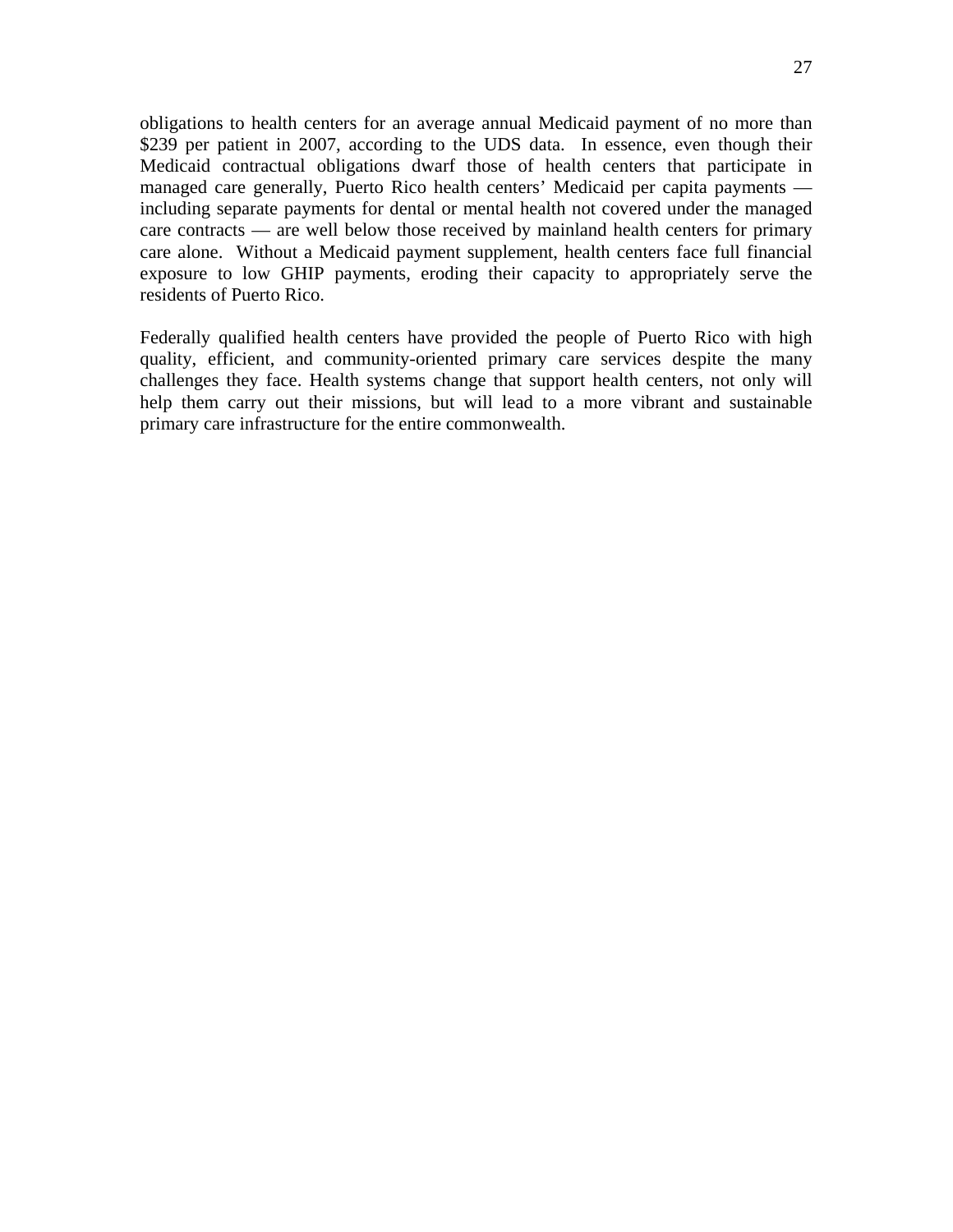obligations to health centers for an average annual Medicaid payment of no more than $239 per patient in 2007, according to the UDS data. In essence, even though their Medicaid contractual obligations dwarf those of health centers that participate in managed care generally, Puerto Rico health centers' Medicaid per capita payments — including separate payments for dental or mental health not covered under the managed care contracts — are well below those received by mainland health centers for primary care alone. Without a Medicaid payment supplement, health centers face full financial exposure to low GHIP payments, eroding their capacity to appropriately serve the residents of Puerto Rico.

Federally qualified health centers have provided the people of Puerto Rico with high quality, efficient, and community-oriented primary care services despite the many challenges they face. Health systems change that support health centers, not only will help them carry out their missions, but will lead to a more vibrant and sustainable primary care infrastructure for the entire commonwealth.